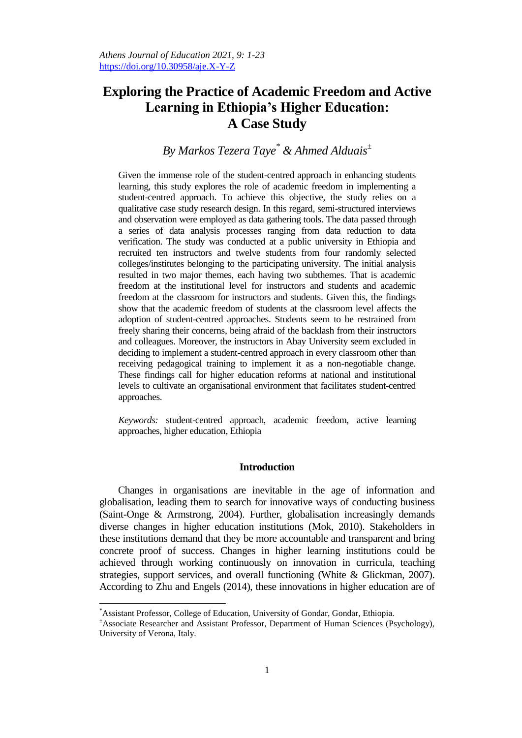# Exploring the Practice of Academic Freedom and Active Learning in Ethiopia's Higher Education: A Case Study

*By Markos Tezera Taye[*] & Ahmed Alduais[±]*

Given the immense role of the student-centred approach in enhancing students learning, this study explores the role of academic freedom in implementing a student-centred approach. To achieve this objective, the study relies on a qualitative case study research design. In this regard, semi-structured interviews and observation were employed as data gathering tools. The data passed through a series of data analysis processes ranging from data reduction to data verification. The study was conducted at a public university in Ethiopia and recruited ten instructors and twelve students from four randomly selected colleges/institutes belonging to the participating university. The initial analysis resulted in two major themes, each having two subthemes. That is academic freedom at the institutional level for instructors and students and academic freedom at the classroom for instructors and students. Given this, the findings show that the academic freedom of students at the classroom level affects the adoption of student-centred approaches. Students seem to be restrained from freely sharing their concerns, being afraid of the backlash from their instructors and colleagues. Moreover, the instructors in Abay University seem excluded in deciding to implement a student-centred approach in every classroom other than receiving pedagogical training to implement it as a non-negotiable change. These findings call for higher education reforms at national and institutional levels to cultivate an organisational environment that facilitates student-centred approaches.

*Keywords:* student-centred approach, academic freedom, active learning approaches, higher education, Ethiopia

## Introduction

Changes in organisations are inevitable in the age of information and globalisation, leading them to search for innovative ways of conducting business (Saint-Onge & Armstrong, 2004). Further, globalisation increasingly demands diverse changes in higher education institutions (Mok, 2010). Stakeholders in these institutions demand that they be more accountable and transparent and bring concrete proof of success. Changes in higher learning institutions could be achieved through working continuously on innovation in curricula, teaching strategies, support services, and overall functioning (White & Glickman, 2007). According to Zhu and Engels (2014), these innovations in higher education are of

---

[*] Assistant Professor, College of Education, University of Gondar, Gondar, Ethiopia.

[±] Associate Researcher and Assistant Professor, Department of Human Sciences (Psychology), University of Verona, Italy.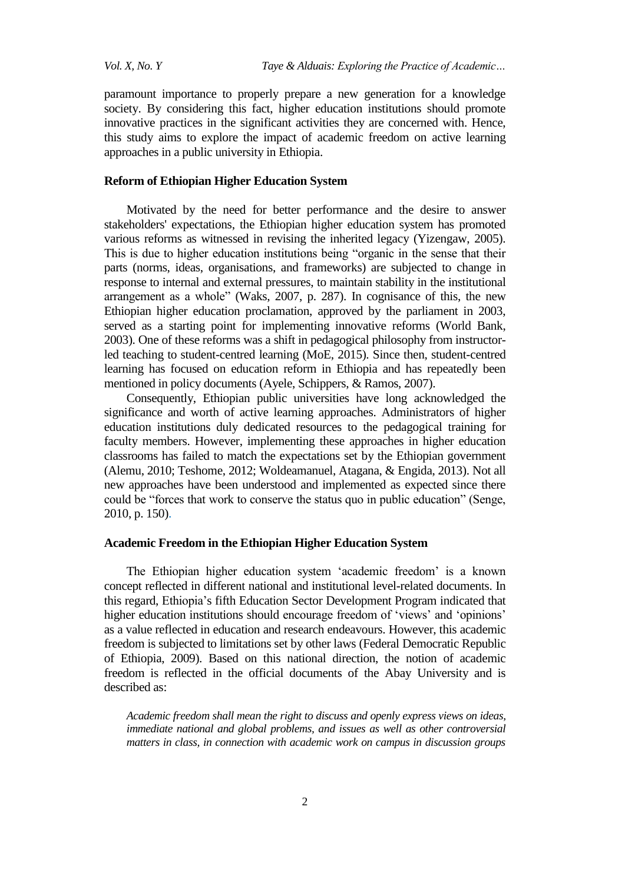paramount importance to properly prepare a new generation for a knowledge society. By considering this fact, higher education institutions should promote innovative practices in the significant activities they are concerned with. Hence, this study aims to explore the impact of academic freedom on active learning approaches in a public university in Ethiopia.

### Reform of Ethiopian Higher Education System

Motivated by the need for better performance and the desire to answer stakeholders' expectations, the Ethiopian higher education system has promoted various reforms as witnessed in revising the inherited legacy (Yizengaw, 2005). This is due to higher education institutions being "organic in the sense that their parts (norms, ideas, organisations, and frameworks) are subjected to change in response to internal and external pressures, to maintain stability in the institutional arrangement as a whole" (Waks, 2007, p. 287). In cognisance of this, the new Ethiopian higher education proclamation, approved by the parliament in 2003, served as a starting point for implementing innovative reforms (World Bank, 2003). One of these reforms was a shift in pedagogical philosophy from instructor-led teaching to student-centred learning (MoE, 2015). Since then, student-centred learning has focused on education reform in Ethiopia and has repeatedly been mentioned in policy documents (Ayele, Schippers, & Ramos, 2007).

Consequently, Ethiopian public universities have long acknowledged the significance and worth of active learning approaches. Administrators of higher education institutions duly dedicated resources to the pedagogical training for faculty members. However, implementing these approaches in higher education classrooms has failed to match the expectations set by the Ethiopian government (Alemu, 2010; Teshome, 2012; Woldeamanuel, Atagana, & Engida, 2013). Not all new approaches have been understood and implemented as expected since there could be "forces that work to conserve the status quo in public education" (Senge, 2010, p. 150).

### Academic Freedom in the Ethiopian Higher Education System

The Ethiopian higher education system 'academic freedom' is a known concept reflected in different national and institutional level-related documents. In this regard, Ethiopia's fifth Education Sector Development Program indicated that higher education institutions should encourage freedom of 'views' and 'opinions' as a value reflected in education and research endeavours. However, this academic freedom is subjected to limitations set by other laws (Federal Democratic Republic of Ethiopia, 2009). Based on this national direction, the notion of academic freedom is reflected in the official documents of the Abay University and is described as:

> *Academic freedom shall mean the right to discuss and openly express views on ideas, immediate national and global problems, and issues as well as other controversial matters in class, in connection with academic work on campus in discussion groups*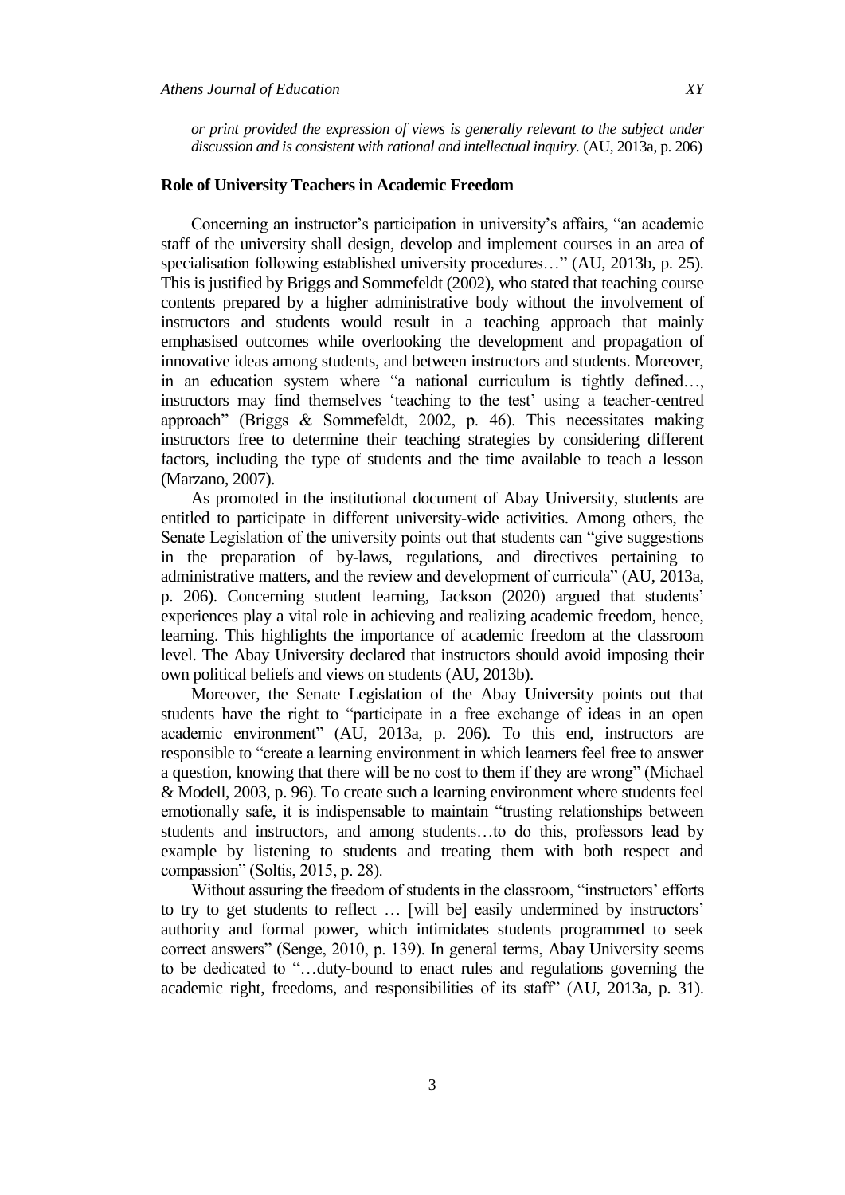*or print provided the expression of views is generally relevant to the subject under discussion and is consistent with rational and intellectual inquiry.* (AU, 2013a, p. 206)

## Role of University Teachers in Academic Freedom

Concerning an instructor's participation in university's affairs, "an academic staff of the university shall design, develop and implement courses in an area of specialisation following established university procedures…" (AU, 2013b, p. 25). This is justified by Briggs and Sommefeldt (2002), who stated that teaching course contents prepared by a higher administrative body without the involvement of instructors and students would result in a teaching approach that mainly emphasised outcomes while overlooking the development and propagation of innovative ideas among students, and between instructors and students. Moreover, in an education system where "a national curriculum is tightly defined…, instructors may find themselves 'teaching to the test' using a teacher-centred approach" (Briggs & Sommefeldt, 2002, p. 46). This necessitates making instructors free to determine their teaching strategies by considering different factors, including the type of students and the time available to teach a lesson (Marzano, 2007).

As promoted in the institutional document of Abay University, students are entitled to participate in different university-wide activities. Among others, the Senate Legislation of the university points out that students can "give suggestions in the preparation of by-laws, regulations, and directives pertaining to administrative matters, and the review and development of curricula" (AU, 2013a, p. 206). Concerning student learning, Jackson (2020) argued that students' experiences play a vital role in achieving and realizing academic freedom, hence, learning. This highlights the importance of academic freedom at the classroom level. The Abay University declared that instructors should avoid imposing their own political beliefs and views on students (AU, 2013b).

Moreover, the Senate Legislation of the Abay University points out that students have the right to "participate in a free exchange of ideas in an open academic environment" (AU, 2013a, p. 206). To this end, instructors are responsible to "create a learning environment in which learners feel free to answer a question, knowing that there will be no cost to them if they are wrong" (Michael & Modell, 2003, p. 96). To create such a learning environment where students feel emotionally safe, it is indispensable to maintain "trusting relationships between students and instructors, and among students…to do this, professors lead by example by listening to students and treating them with both respect and compassion" (Soltis, 2015, p. 28).

Without assuring the freedom of students in the classroom, "instructors' efforts to try to get students to reflect … [will be] easily undermined by instructors' authority and formal power, which intimidates students programmed to seek correct answers" (Senge, 2010, p. 139). In general terms, Abay University seems to be dedicated to "…duty-bound to enact rules and regulations governing the academic right, freedoms, and responsibilities of its staff" (AU, 2013a, p. 31).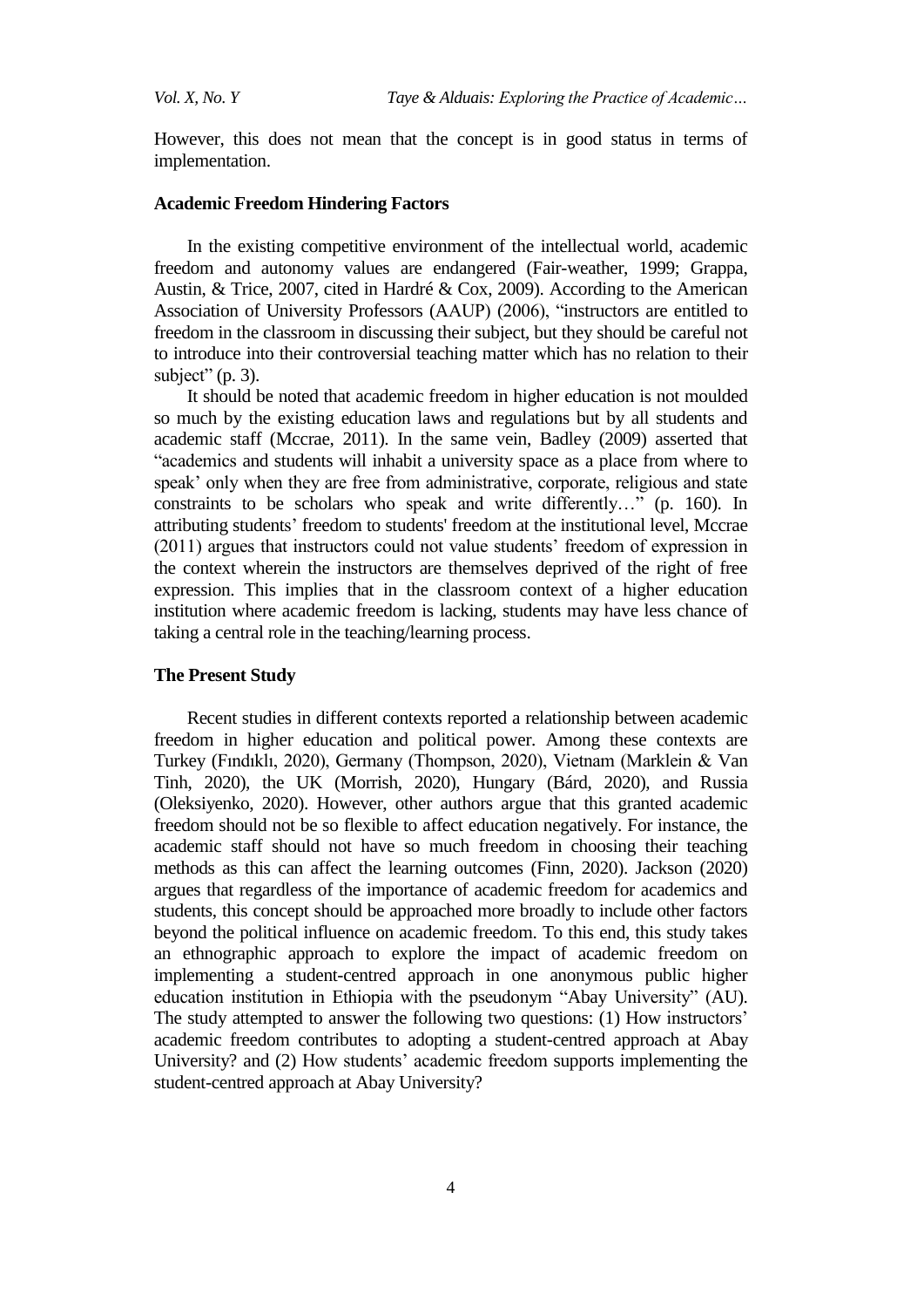However, this does not mean that the concept is in good status in terms of implementation.

### Academic Freedom Hindering Factors

In the existing competitive environment of the intellectual world, academic freedom and autonomy values are endangered (Fair-weather, 1999; Grappa, Austin, & Trice, 2007, cited in Hardré & Cox, 2009). According to the American Association of University Professors (AAUP) (2006), "instructors are entitled to freedom in the classroom in discussing their subject, but they should be careful not to introduce into their controversial teaching matter which has no relation to their subject" (p. 3).

It should be noted that academic freedom in higher education is not moulded so much by the existing education laws and regulations but by all students and academic staff (Mccrae, 2011). In the same vein, Badley (2009) asserted that "academics and students will inhabit a university space as a place from where to speak' only when they are free from administrative, corporate, religious and state constraints to be scholars who speak and write differently…" (p. 160). In attributing students' freedom to students' freedom at the institutional level, Mccrae (2011) argues that instructors could not value students' freedom of expression in the context wherein the instructors are themselves deprived of the right of free expression. This implies that in the classroom context of a higher education institution where academic freedom is lacking, students may have less chance of taking a central role in the teaching/learning process.

### The Present Study

Recent studies in different contexts reported a relationship between academic freedom in higher education and political power. Among these contexts are Turkey (Fındıklı, 2020), Germany (Thompson, 2020), Vietnam (Marklein & Van Tinh, 2020), the UK (Morrish, 2020), Hungary (Bárd, 2020), and Russia (Oleksiyenko, 2020). However, other authors argue that this granted academic freedom should not be so flexible to affect education negatively. For instance, the academic staff should not have so much freedom in choosing their teaching methods as this can affect the learning outcomes (Finn, 2020). Jackson (2020) argues that regardless of the importance of academic freedom for academics and students, this concept should be approached more broadly to include other factors beyond the political influence on academic freedom. To this end, this study takes an ethnographic approach to explore the impact of academic freedom on implementing a student-centred approach in one anonymous public higher education institution in Ethiopia with the pseudonym "Abay University" (AU). The study attempted to answer the following two questions: (1) How instructors' academic freedom contributes to adopting a student-centred approach at Abay University? and (2) How students' academic freedom supports implementing the student-centred approach at Abay University?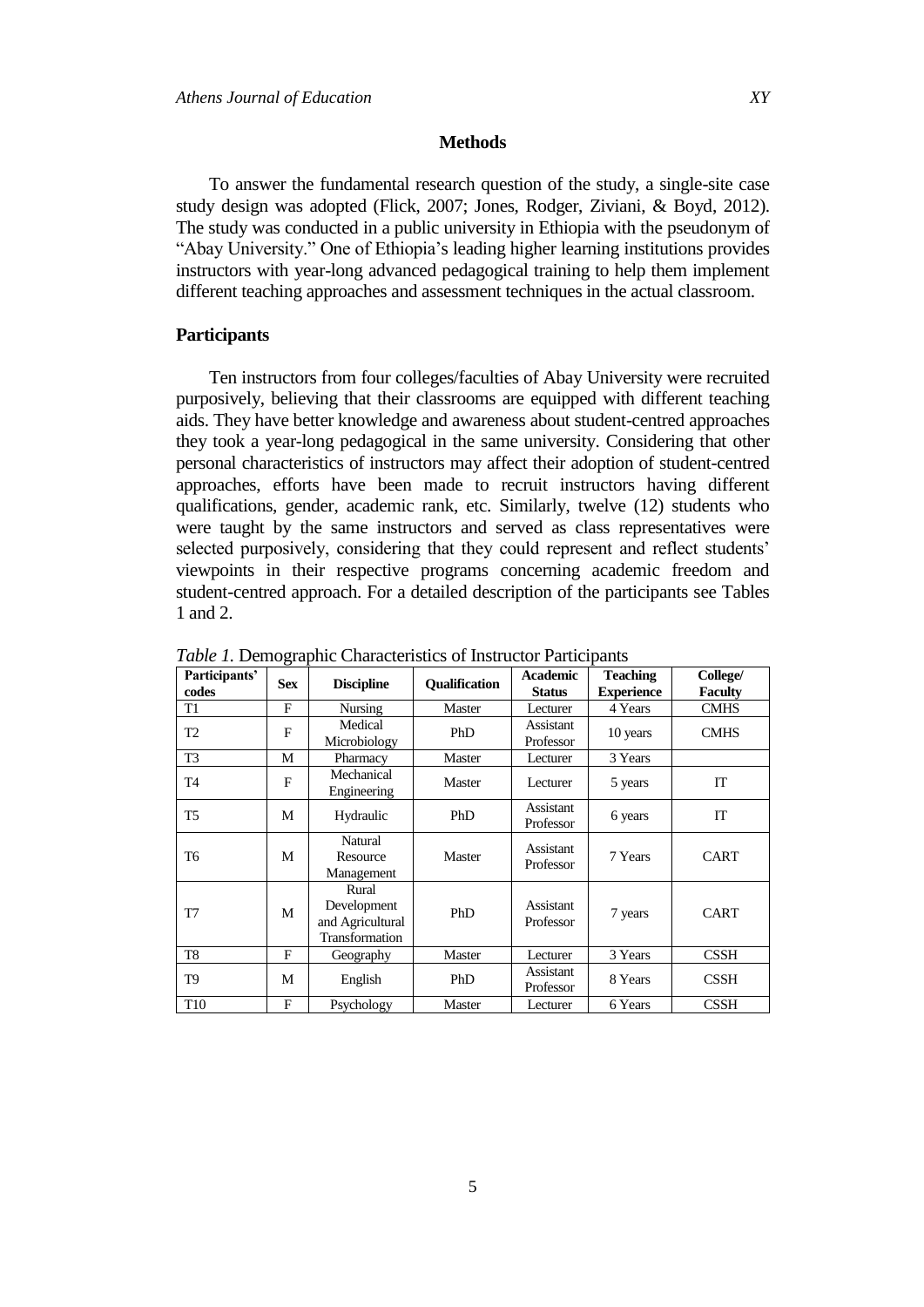## Methods

To answer the fundamental research question of the study, a single-site case study design was adopted (Flick, 2007; Jones, Rodger, Ziviani, & Boyd, 2012). The study was conducted in a public university in Ethiopia with the pseudonym of "Abay University." One of Ethiopia's leading higher learning institutions provides instructors with year-long advanced pedagogical training to help them implement different teaching approaches and assessment techniques in the actual classroom.

### Participants

Ten instructors from four colleges/faculties of Abay University were recruited purposively, believing that their classrooms are equipped with different teaching aids. They have better knowledge and awareness about student-centred approaches they took a year-long pedagogical in the same university. Considering that other personal characteristics of instructors may affect their adoption of student-centred approaches, efforts have been made to recruit instructors having different qualifications, gender, academic rank, etc. Similarly, twelve (12) students who were taught by the same instructors and served as class representatives were selected purposively, considering that they could represent and reflect students' viewpoints in their respective programs concerning academic freedom and student-centred approach. For a detailed description of the participants see Tables 1 and 2.

*Table 1.* Demographic Characteristics of Instructor Participants

| Participants' codes | Sex | Discipline | Qualification | Academic Status | Teaching Experience | College/ Faculty |
|---|---|---|---|---|---|---|
| T1 | F | Nursing | Master | Lecturer | 4 Years | CMHS |
| T2 | F | Medical Microbiology | PhD | Assistant Professor | 10 years | CMHS |
| T3 | M | Pharmacy | Master | Lecturer | 3 Years | |
| T4 | F | Mechanical Engineering | Master | Lecturer | 5 years | IT |
| T5 | M | Hydraulic | PhD | Assistant Professor | 6 years | IT |
| T6 | M | Natural Resource Management | Master | Assistant Professor | 7 Years | CART |
| T7 | M | Rural Development and Agricultural Transformation | PhD | Assistant Professor | 7 years | CART |
| T8 | F | Geography | Master | Lecturer | 3 Years | CSSH |
| T9 | M | English | PhD | Assistant Professor | 8 Years | CSSH |
| T10 | F | Psychology | Master | Lecturer | 6 Years | CSSH |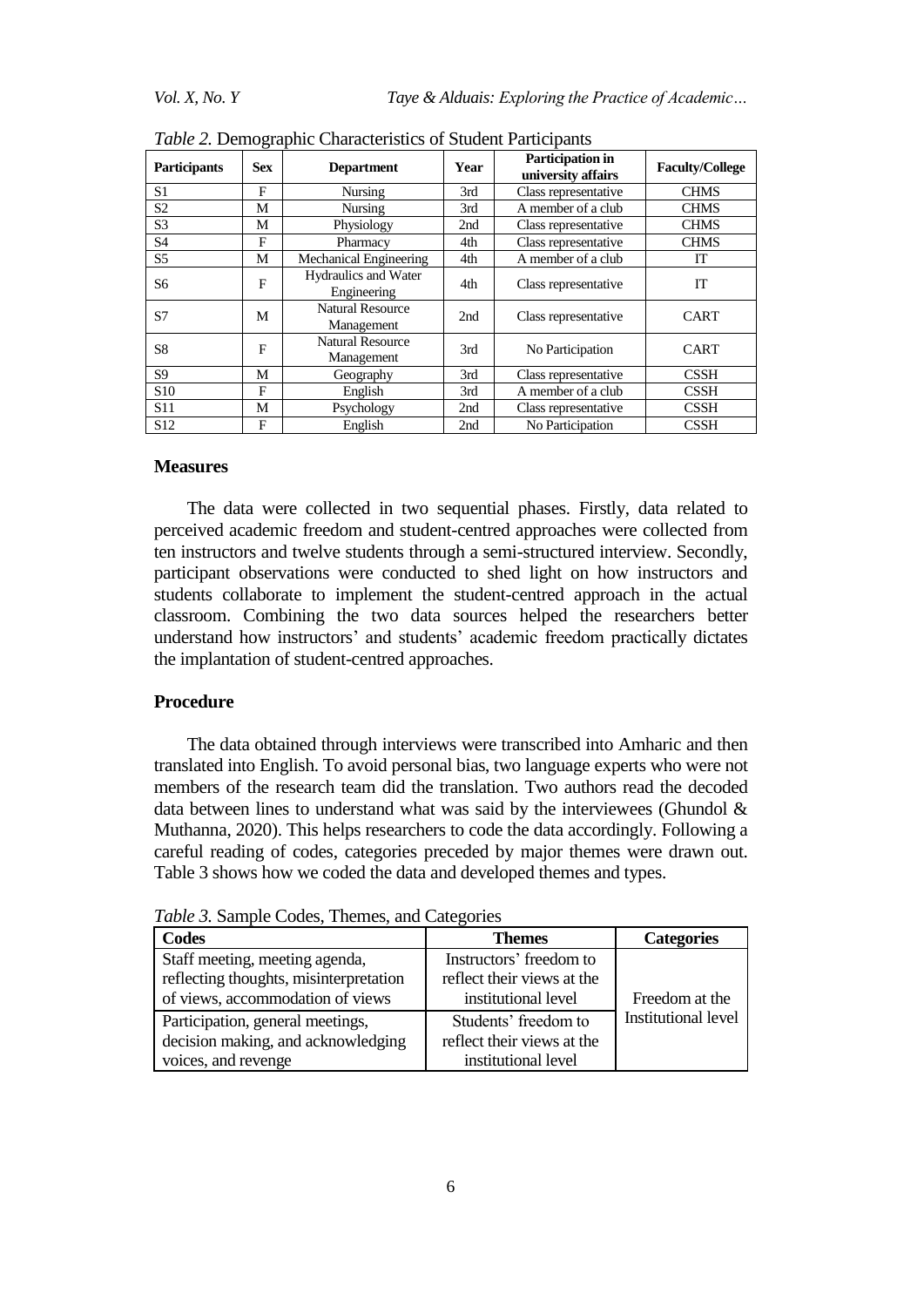*Table 2.* Demographic Characteristics of Student Participants

| Participants | Sex | Department | Year | Participation in university affairs | Faculty/College |
|---|---|---|---|---|---|
| S1 | F | Nursing | 3rd | Class representative | CHMS |
| S2 | M | Nursing | 3rd | A member of a club | CHMS |
| S3 | M | Physiology | 2nd | Class representative | CHMS |
| S4 | F | Pharmacy | 4th | Class representative | CHMS |
| S5 | M | Mechanical Engineering | 4th | A member of a club | IT |
| S6 | F | Hydraulics and Water Engineering | 4th | Class representative | IT |
| S7 | M | Natural Resource Management | 2nd | Class representative | CART |
| S8 | F | Natural Resource Management | 3rd | No Participation | CART |
| S9 | M | Geography | 3rd | Class representative | CSSH |
| S10 | F | English | 3rd | A member of a club | CSSH |
| S11 | M | Psychology | 2nd | Class representative | CSSH |
| S12 | F | English | 2nd | No Participation | CSSH |

### Measures

The data were collected in two sequential phases. Firstly, data related to perceived academic freedom and student-centred approaches were collected from ten instructors and twelve students through a semi-structured interview. Secondly, participant observations were conducted to shed light on how instructors and students collaborate to implement the student-centred approach in the actual classroom. Combining the two data sources helped the researchers better understand how instructors' and students' academic freedom practically dictates the implantation of student-centred approaches.

### Procedure

The data obtained through interviews were transcribed into Amharic and then translated into English. To avoid personal bias, two language experts who were not members of the research team did the translation. Two authors read the decoded data between lines to understand what was said by the interviewees (Ghundol & Muthanna, 2020). This helps researchers to code the data accordingly. Following a careful reading of codes, categories preceded by major themes were drawn out. Table 3 shows how we coded the data and developed themes and types.

*Table 3.* Sample Codes, Themes, and Categories

| Codes | Themes | Categories |
|---|---|---|
| Staff meeting, meeting agenda, reflecting thoughts, misinterpretation of views, accommodation of views | Instructors' freedom to reflect their views at the institutional level | Freedom at the Institutional level |
| Participation, general meetings, decision making, and acknowledging voices, and revenge | Students' freedom to reflect their views at the institutional level | |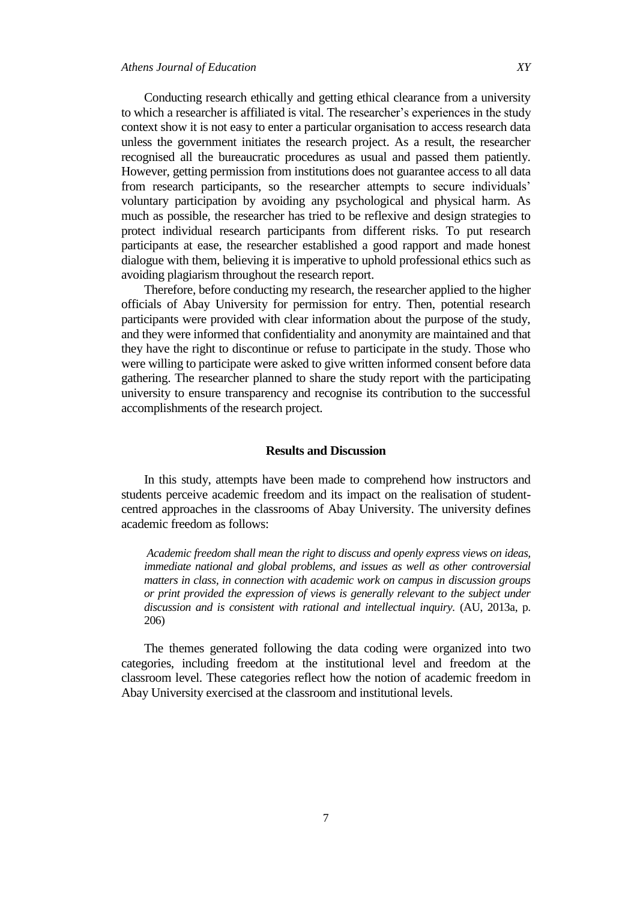Conducting research ethically and getting ethical clearance from a university to which a researcher is affiliated is vital. The researcher's experiences in the study context show it is not easy to enter a particular organisation to access research data unless the government initiates the research project. As a result, the researcher recognised all the bureaucratic procedures as usual and passed them patiently. However, getting permission from institutions does not guarantee access to all data from research participants, so the researcher attempts to secure individuals' voluntary participation by avoiding any psychological and physical harm. As much as possible, the researcher has tried to be reflexive and design strategies to protect individual research participants from different risks. To put research participants at ease, the researcher established a good rapport and made honest dialogue with them, believing it is imperative to uphold professional ethics such as avoiding plagiarism throughout the research report.

Therefore, before conducting my research, the researcher applied to the higher officials of Abay University for permission for entry. Then, potential research participants were provided with clear information about the purpose of the study, and they were informed that confidentiality and anonymity are maintained and that they have the right to discontinue or refuse to participate in the study. Those who were willing to participate were asked to give written informed consent before data gathering. The researcher planned to share the study report with the participating university to ensure transparency and recognise its contribution to the successful accomplishments of the research project.

## Results and Discussion

In this study, attempts have been made to comprehend how instructors and students perceive academic freedom and its impact on the realisation of student-centred approaches in the classrooms of Abay University. The university defines academic freedom as follows:

> *Academic freedom shall mean the right to discuss and openly express views on ideas, immediate national and global problems, and issues as well as other controversial matters in class, in connection with academic work on campus in discussion groups or print provided the expression of views is generally relevant to the subject under discussion and is consistent with rational and intellectual inquiry.* (AU, 2013a, p. 206)

The themes generated following the data coding were organized into two categories, including freedom at the institutional level and freedom at the classroom level. These categories reflect how the notion of academic freedom in Abay University exercised at the classroom and institutional levels.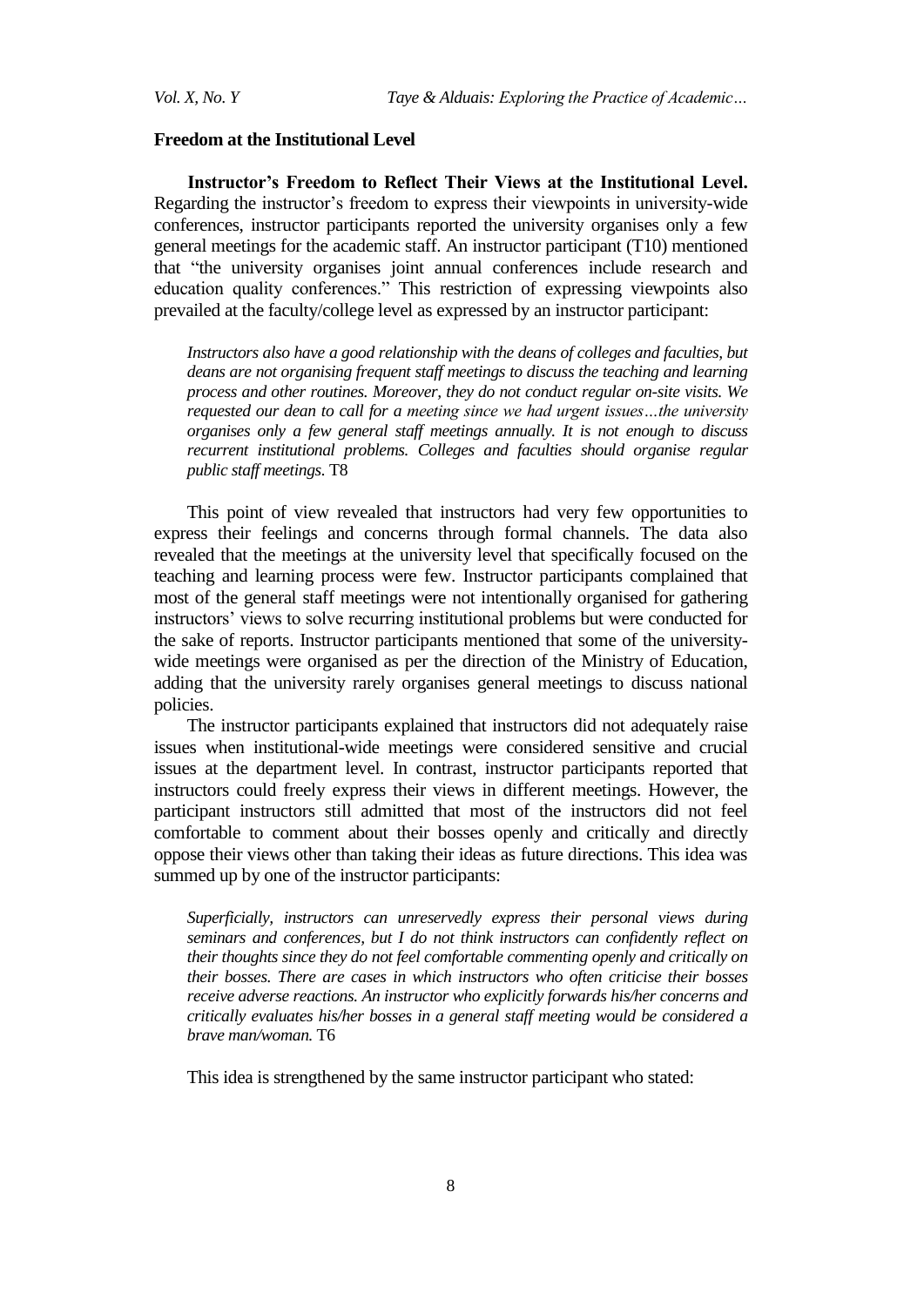### Freedom at the Institutional Level

**Instructor's Freedom to Reflect Their Views at the Institutional Level.** Regarding the instructor's freedom to express their viewpoints in university-wide conferences, instructor participants reported the university organises only a few general meetings for the academic staff. An instructor participant (T10) mentioned that "the university organises joint annual conferences include research and education quality conferences." This restriction of expressing viewpoints also prevailed at the faculty/college level as expressed by an instructor participant:

> *Instructors also have a good relationship with the deans of colleges and faculties, but deans are not organising frequent staff meetings to discuss the teaching and learning process and other routines. Moreover, they do not conduct regular on-site visits. We requested our dean to call for a meeting since we had urgent issues…the university organises only a few general staff meetings annually. It is not enough to discuss recurrent institutional problems. Colleges and faculties should organise regular public staff meetings.* T8

This point of view revealed that instructors had very few opportunities to express their feelings and concerns through formal channels. The data also revealed that the meetings at the university level that specifically focused on the teaching and learning process were few. Instructor participants complained that most of the general staff meetings were not intentionally organised for gathering instructors' views to solve recurring institutional problems but were conducted for the sake of reports. Instructor participants mentioned that some of the university-wide meetings were organised as per the direction of the Ministry of Education, adding that the university rarely organises general meetings to discuss national policies.

The instructor participants explained that instructors did not adequately raise issues when institutional-wide meetings were considered sensitive and crucial issues at the department level. In contrast, instructor participants reported that instructors could freely express their views in different meetings. However, the participant instructors still admitted that most of the instructors did not feel comfortable to comment about their bosses openly and critically and directly oppose their views other than taking their ideas as future directions. This idea was summed up by one of the instructor participants:

> *Superficially, instructors can unreservedly express their personal views during seminars and conferences, but I do not think instructors can confidently reflect on their thoughts since they do not feel comfortable commenting openly and critically on their bosses. There are cases in which instructors who often criticise their bosses receive adverse reactions. An instructor who explicitly forwards his/her concerns and critically evaluates his/her bosses in a general staff meeting would be considered a brave man/woman.* T6

This idea is strengthened by the same instructor participant who stated: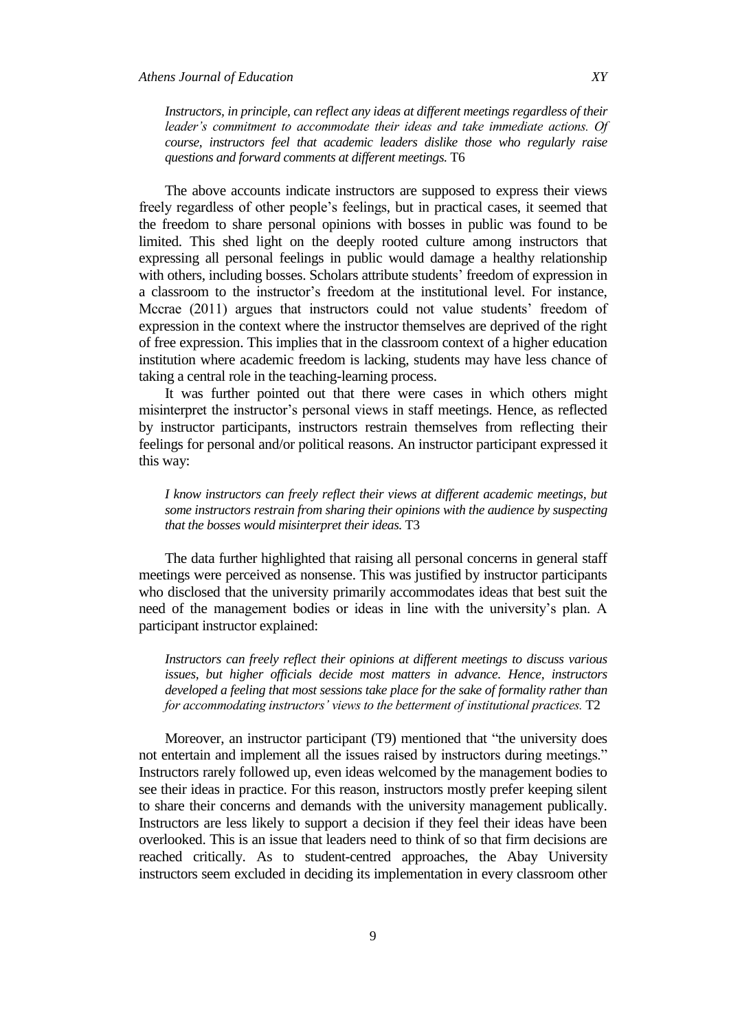*Instructors, in principle, can reflect any ideas at different meetings regardless of their leader's commitment to accommodate their ideas and take immediate actions. Of course, instructors feel that academic leaders dislike those who regularly raise questions and forward comments at different meetings.* T6

The above accounts indicate instructors are supposed to express their views freely regardless of other people's feelings, but in practical cases, it seemed that the freedom to share personal opinions with bosses in public was found to be limited. This shed light on the deeply rooted culture among instructors that expressing all personal feelings in public would damage a healthy relationship with others, including bosses. Scholars attribute students' freedom of expression in a classroom to the instructor's freedom at the institutional level. For instance, Mccrae (2011) argues that instructors could not value students' freedom of expression in the context where the instructor themselves are deprived of the right of free expression. This implies that in the classroom context of a higher education institution where academic freedom is lacking, students may have less chance of taking a central role in the teaching-learning process.

It was further pointed out that there were cases in which others might misinterpret the instructor's personal views in staff meetings. Hence, as reflected by instructor participants, instructors restrain themselves from reflecting their feelings for personal and/or political reasons. An instructor participant expressed it this way:

*I know instructors can freely reflect their views at different academic meetings, but some instructors restrain from sharing their opinions with the audience by suspecting that the bosses would misinterpret their ideas.* T3

The data further highlighted that raising all personal concerns in general staff meetings were perceived as nonsense. This was justified by instructor participants who disclosed that the university primarily accommodates ideas that best suit the need of the management bodies or ideas in line with the university's plan. A participant instructor explained:

*Instructors can freely reflect their opinions at different meetings to discuss various issues, but higher officials decide most matters in advance. Hence, instructors developed a feeling that most sessions take place for the sake of formality rather than for accommodating instructors' views to the betterment of institutional practices.* T2

Moreover, an instructor participant (T9) mentioned that "the university does not entertain and implement all the issues raised by instructors during meetings." Instructors rarely followed up, even ideas welcomed by the management bodies to see their ideas in practice. For this reason, instructors mostly prefer keeping silent to share their concerns and demands with the university management publically. Instructors are less likely to support a decision if they feel their ideas have been overlooked. This is an issue that leaders need to think of so that firm decisions are reached critically. As to student-centred approaches, the Abay University instructors seem excluded in deciding its implementation in every classroom other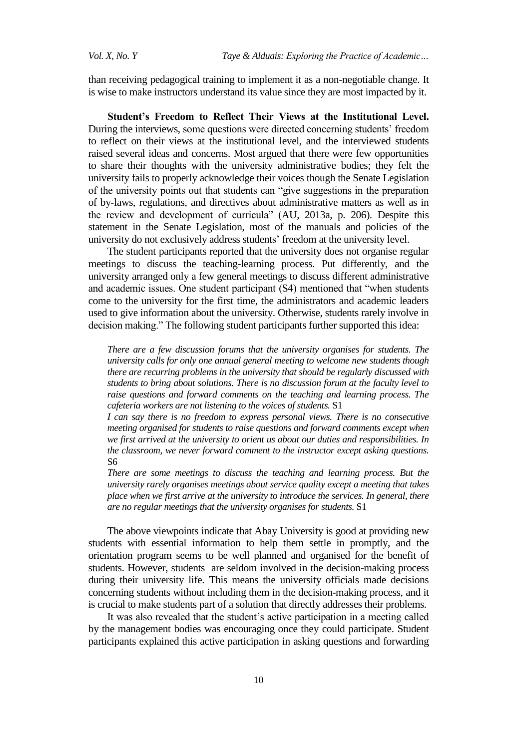than receiving pedagogical training to implement it as a non-negotiable change. It is wise to make instructors understand its value since they are most impacted by it.

**Student's Freedom to Reflect Their Views at the Institutional Level.** During the interviews, some questions were directed concerning students' freedom to reflect on their views at the institutional level, and the interviewed students raised several ideas and concerns. Most argued that there were few opportunities to share their thoughts with the university administrative bodies; they felt the university fails to properly acknowledge their voices though the Senate Legislation of the university points out that students can "give suggestions in the preparation of by-laws, regulations, and directives about administrative matters as well as in the review and development of curricula" (AU, 2013a, p. 206). Despite this statement in the Senate Legislation, most of the manuals and policies of the university do not exclusively address students' freedom at the university level.

The student participants reported that the university does not organise regular meetings to discuss the teaching-learning process. Put differently, and the university arranged only a few general meetings to discuss different administrative and academic issues. One student participant (S4) mentioned that "when students come to the university for the first time, the administrators and academic leaders used to give information about the university. Otherwise, students rarely involve in decision making." The following student participants further supported this idea:

> *There are a few discussion forums that the university organises for students. The university calls for only one annual general meeting to welcome new students though there are recurring problems in the university that should be regularly discussed with students to bring about solutions. There is no discussion forum at the faculty level to raise questions and forward comments on the teaching and learning process. The cafeteria workers are not listening to the voices of students.* S1
>
> *I can say there is no freedom to express personal views. There is no consecutive meeting organised for students to raise questions and forward comments except when we first arrived at the university to orient us about our duties and responsibilities. In the classroom, we never forward comment to the instructor except asking questions.* S6
>
> *There are some meetings to discuss the teaching and learning process. But the university rarely organises meetings about service quality except a meeting that takes place when we first arrive at the university to introduce the services. In general, there are no regular meetings that the university organises for students.* S1

The above viewpoints indicate that Abay University is good at providing new students with essential information to help them settle in promptly, and the orientation program seems to be well planned and organised for the benefit of students. However, students are seldom involved in the decision-making process during their university life. This means the university officials made decisions concerning students without including them in the decision-making process, and it is crucial to make students part of a solution that directly addresses their problems.

It was also revealed that the student's active participation in a meeting called by the management bodies was encouraging once they could participate. Student participants explained this active participation in asking questions and forwarding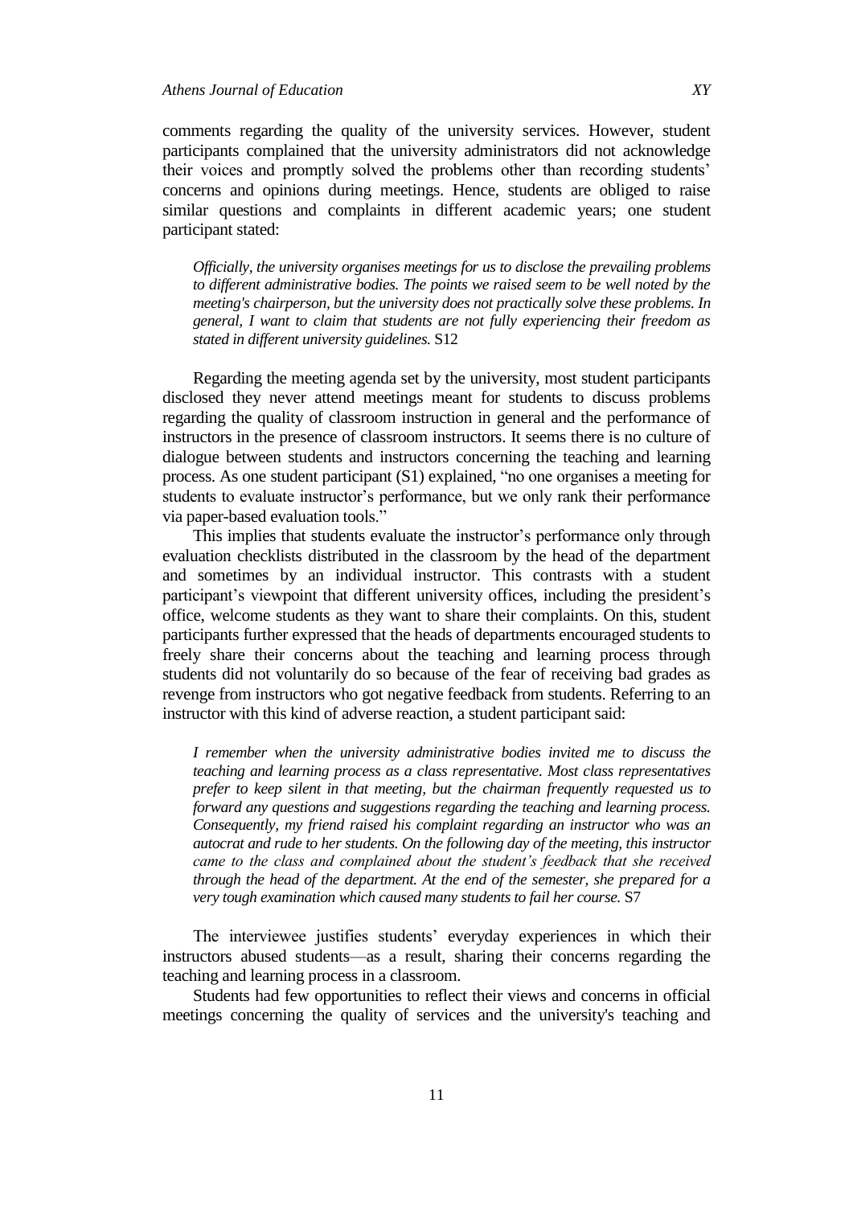comments regarding the quality of the university services. However, student participants complained that the university administrators did not acknowledge their voices and promptly solved the problems other than recording students' concerns and opinions during meetings. Hence, students are obliged to raise similar questions and complaints in different academic years; one student participant stated:

> *Officially, the university organises meetings for us to disclose the prevailing problems to different administrative bodies. The points we raised seem to be well noted by the meeting's chairperson, but the university does not practically solve these problems. In general, I want to claim that students are not fully experiencing their freedom as stated in different university guidelines.* S12

Regarding the meeting agenda set by the university, most student participants disclosed they never attend meetings meant for students to discuss problems regarding the quality of classroom instruction in general and the performance of instructors in the presence of classroom instructors. It seems there is no culture of dialogue between students and instructors concerning the teaching and learning process. As one student participant (S1) explained, "no one organises a meeting for students to evaluate instructor's performance, but we only rank their performance via paper-based evaluation tools."

This implies that students evaluate the instructor's performance only through evaluation checklists distributed in the classroom by the head of the department and sometimes by an individual instructor. This contrasts with a student participant's viewpoint that different university offices, including the president's office, welcome students as they want to share their complaints. On this, student participants further expressed that the heads of departments encouraged students to freely share their concerns about the teaching and learning process through students did not voluntarily do so because of the fear of receiving bad grades as revenge from instructors who got negative feedback from students. Referring to an instructor with this kind of adverse reaction, a student participant said:

> *I remember when the university administrative bodies invited me to discuss the teaching and learning process as a class representative. Most class representatives prefer to keep silent in that meeting, but the chairman frequently requested us to forward any questions and suggestions regarding the teaching and learning process. Consequently, my friend raised his complaint regarding an instructor who was an autocrat and rude to her students. On the following day of the meeting, this instructor came to the class and complained about the student's feedback that she received through the head of the department. At the end of the semester, she prepared for a very tough examination which caused many students to fail her course.* S7

The interviewee justifies students' everyday experiences in which their instructors abused students—as a result, sharing their concerns regarding the teaching and learning process in a classroom.

Students had few opportunities to reflect their views and concerns in official meetings concerning the quality of services and the university's teaching and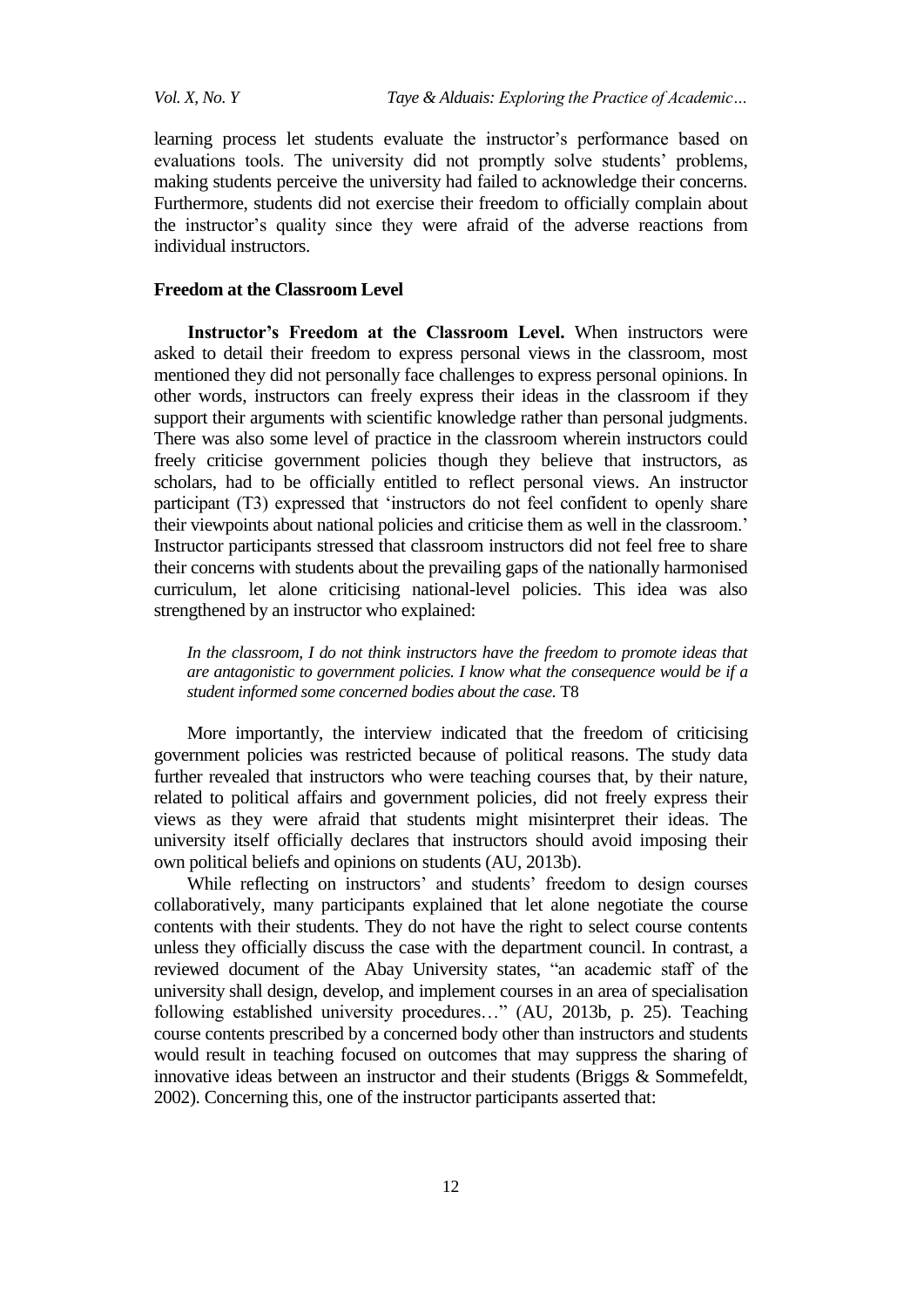learning process let students evaluate the instructor's performance based on evaluations tools. The university did not promptly solve students' problems, making students perceive the university had failed to acknowledge their concerns. Furthermore, students did not exercise their freedom to officially complain about the instructor's quality since they were afraid of the adverse reactions from individual instructors.

### Freedom at the Classroom Level

**Instructor's Freedom at the Classroom Level.** When instructors were asked to detail their freedom to express personal views in the classroom, most mentioned they did not personally face challenges to express personal opinions. In other words, instructors can freely express their ideas in the classroom if they support their arguments with scientific knowledge rather than personal judgments. There was also some level of practice in the classroom wherein instructors could freely criticise government policies though they believe that instructors, as scholars, had to be officially entitled to reflect personal views. An instructor participant (T3) expressed that 'instructors do not feel confident to openly share their viewpoints about national policies and criticise them as well in the classroom.' Instructor participants stressed that classroom instructors did not feel free to share their concerns with students about the prevailing gaps of the nationally harmonised curriculum, let alone criticising national-level policies. This idea was also strengthened by an instructor who explained:

> *In the classroom, I do not think instructors have the freedom to promote ideas that are antagonistic to government policies. I know what the consequence would be if a student informed some concerned bodies about the case.* T8

More importantly, the interview indicated that the freedom of criticising government policies was restricted because of political reasons. The study data further revealed that instructors who were teaching courses that, by their nature, related to political affairs and government policies, did not freely express their views as they were afraid that students might misinterpret their ideas. The university itself officially declares that instructors should avoid imposing their own political beliefs and opinions on students (AU, 2013b).

While reflecting on instructors' and students' freedom to design courses collaboratively, many participants explained that let alone negotiate the course contents with their students. They do not have the right to select course contents unless they officially discuss the case with the department council. In contrast, a reviewed document of the Abay University states, "an academic staff of the university shall design, develop, and implement courses in an area of specialisation following established university procedures…" (AU, 2013b, p. 25). Teaching course contents prescribed by a concerned body other than instructors and students would result in teaching focused on outcomes that may suppress the sharing of innovative ideas between an instructor and their students (Briggs & Sommefeldt, 2002). Concerning this, one of the instructor participants asserted that: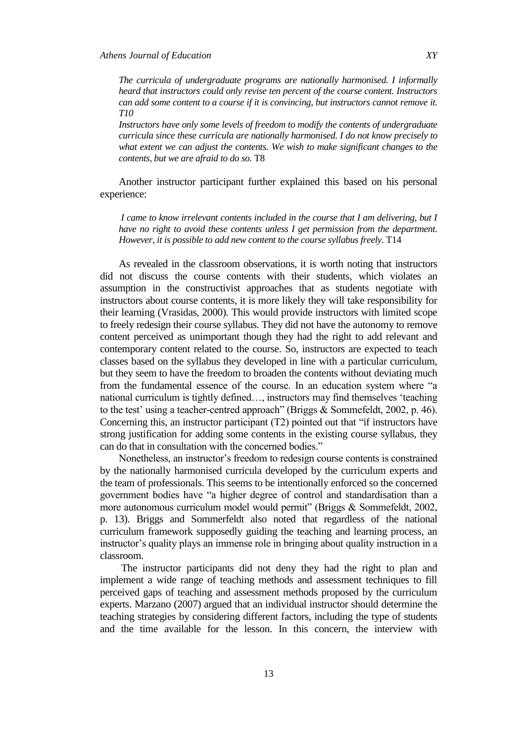*The curricula of undergraduate programs are nationally harmonised. I informally heard that instructors could only revise ten percent of the course content. Instructors can add some content to a course if it is convincing, but instructors cannot remove it. T10*

*Instructors have only some levels of freedom to modify the contents of undergraduate curricula since these curricula are nationally harmonised. I do not know precisely to what extent we can adjust the contents. We wish to make significant changes to the contents, but we are afraid to do so.* T8

Another instructor participant further explained this based on his personal experience:

*I came to know irrelevant contents included in the course that I am delivering, but I have no right to avoid these contents unless I get permission from the department. However, it is possible to add new content to the course syllabus freely.* T14

As revealed in the classroom observations, it is worth noting that instructors did not discuss the course contents with their students, which violates an assumption in the constructivist approaches that as students negotiate with instructors about course contents, it is more likely they will take responsibility for their learning (Vrasidas, 2000). This would provide instructors with limited scope to freely redesign their course syllabus. They did not have the autonomy to remove content perceived as unimportant though they had the right to add relevant and contemporary content related to the course. So, instructors are expected to teach classes based on the syllabus they developed in line with a particular curriculum, but they seem to have the freedom to broaden the contents without deviating much from the fundamental essence of the course. In an education system where "a national curriculum is tightly defined…, instructors may find themselves 'teaching to the test' using a teacher-centred approach" (Briggs & Sommefeldt, 2002, p. 46). Concerning this, an instructor participant (T2) pointed out that "if instructors have strong justification for adding some contents in the existing course syllabus, they can do that in consultation with the concerned bodies."

Nonetheless, an instructor's freedom to redesign course contents is constrained by the nationally harmonised curricula developed by the curriculum experts and the team of professionals. This seems to be intentionally enforced so the concerned government bodies have "a higher degree of control and standardisation than a more autonomous curriculum model would permit" (Briggs & Sommefeldt, 2002, p. 13). Briggs and Sommerfeldt also noted that regardless of the national curriculum framework supposedly guiding the teaching and learning process, an instructor's quality plays an immense role in bringing about quality instruction in a classroom.

The instructor participants did not deny they had the right to plan and implement a wide range of teaching methods and assessment techniques to fill perceived gaps of teaching and assessment methods proposed by the curriculum experts. Marzano (2007) argued that an individual instructor should determine the teaching strategies by considering different factors, including the type of students and the time available for the lesson. In this concern, the interview with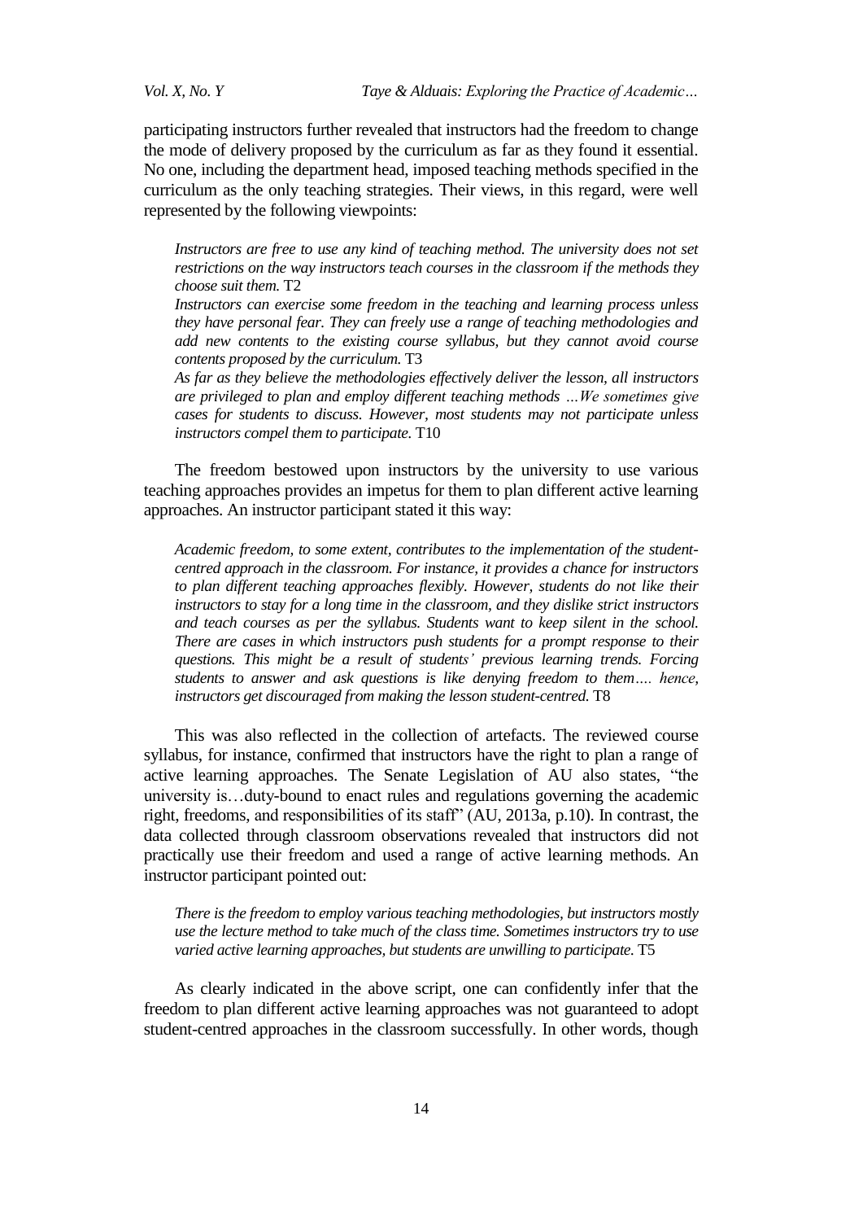participating instructors further revealed that instructors had the freedom to change the mode of delivery proposed by the curriculum as far as they found it essential. No one, including the department head, imposed teaching methods specified in the curriculum as the only teaching strategies. Their views, in this regard, were well represented by the following viewpoints:

> *Instructors are free to use any kind of teaching method. The university does not set restrictions on the way instructors teach courses in the classroom if the methods they choose suit them.* T2
>
> *Instructors can exercise some freedom in the teaching and learning process unless they have personal fear. They can freely use a range of teaching methodologies and add new contents to the existing course syllabus, but they cannot avoid course contents proposed by the curriculum.* T3
>
> *As far as they believe the methodologies effectively deliver the lesson, all instructors are privileged to plan and employ different teaching methods …We sometimes give cases for students to discuss. However, most students may not participate unless instructors compel them to participate.* T10

The freedom bestowed upon instructors by the university to use various teaching approaches provides an impetus for them to plan different active learning approaches. An instructor participant stated it this way:

> *Academic freedom, to some extent, contributes to the implementation of the student-centred approach in the classroom. For instance, it provides a chance for instructors to plan different teaching approaches flexibly. However, students do not like their instructors to stay for a long time in the classroom, and they dislike strict instructors and teach courses as per the syllabus. Students want to keep silent in the school. There are cases in which instructors push students for a prompt response to their questions. This might be a result of students' previous learning trends. Forcing students to answer and ask questions is like denying freedom to them…. hence, instructors get discouraged from making the lesson student-centred.* T8

This was also reflected in the collection of artefacts. The reviewed course syllabus, for instance, confirmed that instructors have the right to plan a range of active learning approaches. The Senate Legislation of AU also states, "the university is…duty-bound to enact rules and regulations governing the academic right, freedoms, and responsibilities of its staff" (AU, 2013a, p.10). In contrast, the data collected through classroom observations revealed that instructors did not practically use their freedom and used a range of active learning methods. An instructor participant pointed out:

> *There is the freedom to employ various teaching methodologies, but instructors mostly use the lecture method to take much of the class time. Sometimes instructors try to use varied active learning approaches, but students are unwilling to participate.* T5

As clearly indicated in the above script, one can confidently infer that the freedom to plan different active learning approaches was not guaranteed to adopt student-centred approaches in the classroom successfully. In other words, though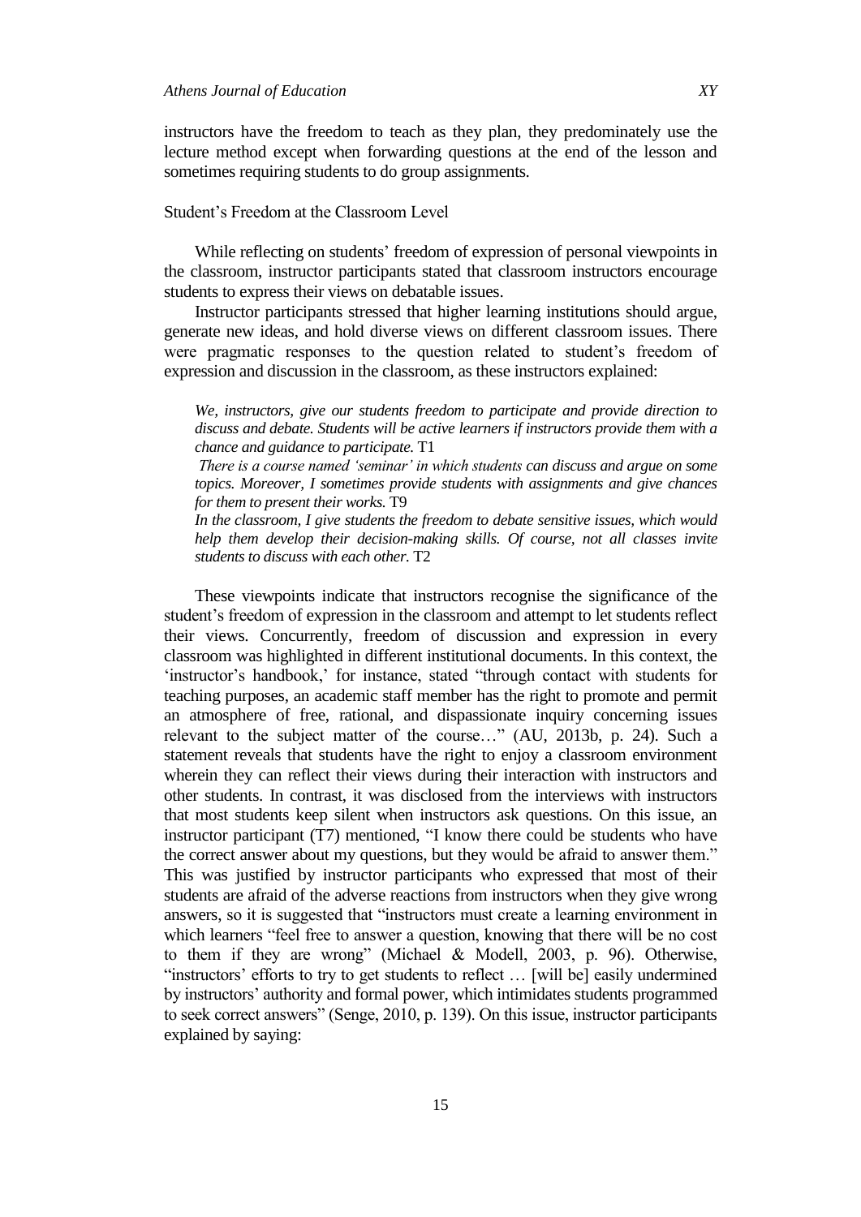instructors have the freedom to teach as they plan, they predominately use the lecture method except when forwarding questions at the end of the lesson and sometimes requiring students to do group assignments.

### Student's Freedom at the Classroom Level

While reflecting on students' freedom of expression of personal viewpoints in the classroom, instructor participants stated that classroom instructors encourage students to express their views on debatable issues.

Instructor participants stressed that higher learning institutions should argue, generate new ideas, and hold diverse views on different classroom issues. There were pragmatic responses to the question related to student's freedom of expression and discussion in the classroom, as these instructors explained:

> *We, instructors, give our students freedom to participate and provide direction to discuss and debate. Students will be active learners if instructors provide them with a chance and guidance to participate.* T1
>
> *There is a course named 'seminar' in which students can discuss and argue on some topics. Moreover, I sometimes provide students with assignments and give chances for them to present their works.* T9
>
> *In the classroom, I give students the freedom to debate sensitive issues, which would help them develop their decision-making skills. Of course, not all classes invite students to discuss with each other.* T2

These viewpoints indicate that instructors recognise the significance of the student's freedom of expression in the classroom and attempt to let students reflect their views. Concurrently, freedom of discussion and expression in every classroom was highlighted in different institutional documents. In this context, the 'instructor's handbook,' for instance, stated "through contact with students for teaching purposes, an academic staff member has the right to promote and permit an atmosphere of free, rational, and dispassionate inquiry concerning issues relevant to the subject matter of the course…" (AU, 2013b, p. 24). Such a statement reveals that students have the right to enjoy a classroom environment wherein they can reflect their views during their interaction with instructors and other students. In contrast, it was disclosed from the interviews with instructors that most students keep silent when instructors ask questions. On this issue, an instructor participant (T7) mentioned, "I know there could be students who have the correct answer about my questions, but they would be afraid to answer them." This was justified by instructor participants who expressed that most of their students are afraid of the adverse reactions from instructors when they give wrong answers, so it is suggested that "instructors must create a learning environment in which learners "feel free to answer a question, knowing that there will be no cost to them if they are wrong" (Michael & Modell, 2003, p. 96). Otherwise, "instructors' efforts to try to get students to reflect … [will be] easily undermined by instructors' authority and formal power, which intimidates students programmed to seek correct answers" (Senge, 2010, p. 139). On this issue, instructor participants explained by saying: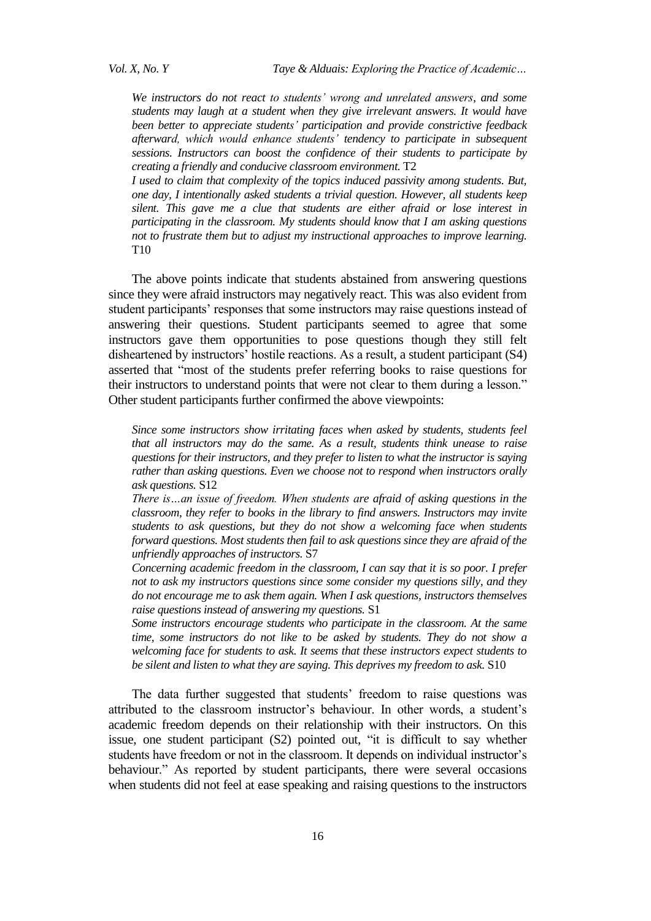*We instructors do not react to students' wrong and unrelated answers, and some students may laugh at a student when they give irrelevant answers. It would have been better to appreciate students' participation and provide constrictive feedback afterward, which would enhance students' tendency to participate in subsequent sessions. Instructors can boost the confidence of their students to participate by creating a friendly and conducive classroom environment.* T2

*I used to claim that complexity of the topics induced passivity among students. But, one day, I intentionally asked students a trivial question. However, all students keep silent. This gave me a clue that students are either afraid or lose interest in participating in the classroom. My students should know that I am asking questions not to frustrate them but to adjust my instructional approaches to improve learning.* T10

The above points indicate that students abstained from answering questions since they were afraid instructors may negatively react. This was also evident from student participants' responses that some instructors may raise questions instead of answering their questions. Student participants seemed to agree that some instructors gave them opportunities to pose questions though they still felt disheartened by instructors' hostile reactions. As a result, a student participant (S4) asserted that "most of the students prefer referring books to raise questions for their instructors to understand points that were not clear to them during a lesson." Other student participants further confirmed the above viewpoints:

*Since some instructors show irritating faces when asked by students, students feel that all instructors may do the same. As a result, students think unease to raise questions for their instructors, and they prefer to listen to what the instructor is saying rather than asking questions. Even we choose not to respond when instructors orally ask questions.* S12

*There is…an issue of freedom. When students are afraid of asking questions in the classroom, they refer to books in the library to find answers. Instructors may invite students to ask questions, but they do not show a welcoming face when students forward questions. Most students then fail to ask questions since they are afraid of the unfriendly approaches of instructors.* S7

*Concerning academic freedom in the classroom, I can say that it is so poor. I prefer not to ask my instructors questions since some consider my questions silly, and they do not encourage me to ask them again. When I ask questions, instructors themselves raise questions instead of answering my questions.* S1

*Some instructors encourage students who participate in the classroom. At the same time, some instructors do not like to be asked by students. They do not show a welcoming face for students to ask. It seems that these instructors expect students to be silent and listen to what they are saying. This deprives my freedom to ask.* S10

The data further suggested that students' freedom to raise questions was attributed to the classroom instructor's behaviour. In other words, a student's academic freedom depends on their relationship with their instructors. On this issue, one student participant (S2) pointed out, "it is difficult to say whether students have freedom or not in the classroom. It depends on individual instructor's behaviour." As reported by student participants, there were several occasions when students did not feel at ease speaking and raising questions to the instructors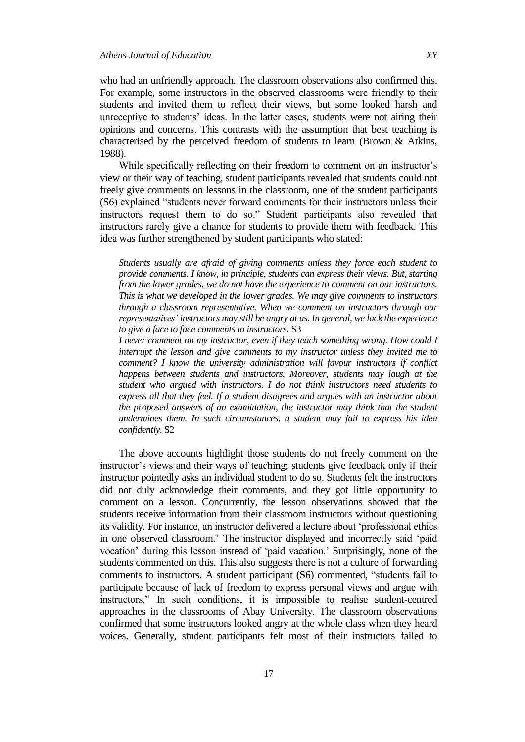who had an unfriendly approach. The classroom observations also confirmed this. For example, some instructors in the observed classrooms were friendly to their students and invited them to reflect their views, but some looked harsh and unreceptive to students' ideas. In the latter cases, students were not airing their opinions and concerns. This contrasts with the assumption that best teaching is characterised by the perceived freedom of students to learn (Brown & Atkins, 1988).

While specifically reflecting on their freedom to comment on an instructor's view or their way of teaching, student participants revealed that students could not freely give comments on lessons in the classroom, one of the student participants (S6) explained "students never forward comments for their instructors unless their instructors request them to do so." Student participants also revealed that instructors rarely give a chance for students to provide them with feedback. This idea was further strengthened by student participants who stated:

> *Students usually are afraid of giving comments unless they force each student to provide comments. I know, in principle, students can express their views. But, starting from the lower grades, we do not have the experience to comment on our instructors. This is what we developed in the lower grades. We may give comments to instructors through a classroom representative. When we comment on instructors through our representatives' instructors may still be angry at us. In general, we lack the experience to give a face to face comments to instructors.* S3
>
> *I never comment on my instructor, even if they teach something wrong. How could I interrupt the lesson and give comments to my instructor unless they invited me to comment? I know the university administration will favour instructors if conflict happens between students and instructors. Moreover, students may laugh at the student who argued with instructors. I do not think instructors need students to express all that they feel. If a student disagrees and argues with an instructor about the proposed answers of an examination, the instructor may think that the student undermines them. In such circumstances, a student may fail to express his idea confidently.* S2

The above accounts highlight those students do not freely comment on the instructor's views and their ways of teaching; students give feedback only if their instructor pointedly asks an individual student to do so. Students felt the instructors did not duly acknowledge their comments, and they got little opportunity to comment on a lesson. Concurrently, the lesson observations showed that the students receive information from their classroom instructors without questioning its validity. For instance, an instructor delivered a lecture about 'professional ethics in one observed classroom.' The instructor displayed and incorrectly said 'paid vocation' during this lesson instead of 'paid vacation.' Surprisingly, none of the students commented on this. This also suggests there is not a culture of forwarding comments to instructors. A student participant (S6) commented, "students fail to participate because of lack of freedom to express personal views and argue with instructors." In such conditions, it is impossible to realise student-centred approaches in the classrooms of Abay University. The classroom observations confirmed that some instructors looked angry at the whole class when they heard voices. Generally, student participants felt most of their instructors failed to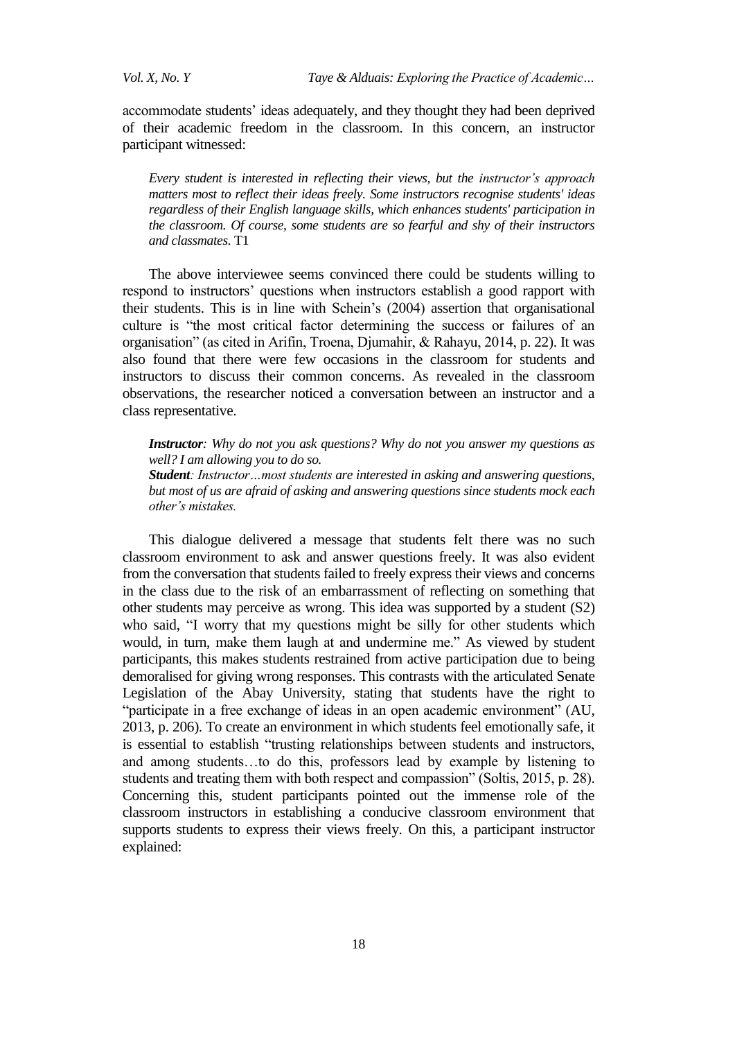accommodate students' ideas adequately, and they thought they had been deprived of their academic freedom in the classroom. In this concern, an instructor participant witnessed:

> *Every student is interested in reflecting their views, but the instructor's approach matters most to reflect their ideas freely. Some instructors recognise students' ideas regardless of their English language skills, which enhances students' participation in the classroom. Of course, some students are so fearful and shy of their instructors and classmates.* T1

The above interviewee seems convinced there could be students willing to respond to instructors' questions when instructors establish a good rapport with their students. This is in line with Schein's (2004) assertion that organisational culture is "the most critical factor determining the success or failures of an organisation" (as cited in Arifin, Troena, Djumahir, & Rahayu, 2014, p. 22). It was also found that there were few occasions in the classroom for students and instructors to discuss their common concerns. As revealed in the classroom observations, the researcher noticed a conversation between an instructor and a class representative.

> ***Instructor**: Why do not you ask questions? Why do not you answer my questions as well? I am allowing you to do so.*
> ***Student**: Instructor…most students are interested in asking and answering questions, but most of us are afraid of asking and answering questions since students mock each other's mistakes.*

This dialogue delivered a message that students felt there was no such classroom environment to ask and answer questions freely. It was also evident from the conversation that students failed to freely express their views and concerns in the class due to the risk of an embarrassment of reflecting on something that other students may perceive as wrong. This idea was supported by a student (S2) who said, "I worry that my questions might be silly for other students which would, in turn, make them laugh at and undermine me." As viewed by student participants, this makes students restrained from active participation due to being demoralised for giving wrong responses. This contrasts with the articulated Senate Legislation of the Abay University, stating that students have the right to "participate in a free exchange of ideas in an open academic environment" (AU, 2013, p. 206). To create an environment in which students feel emotionally safe, it is essential to establish "trusting relationships between students and instructors, and among students…to do this, professors lead by example by listening to students and treating them with both respect and compassion" (Soltis, 2015, p. 28). Concerning this, student participants pointed out the immense role of the classroom instructors in establishing a conducive classroom environment that supports students to express their views freely. On this, a participant instructor explained: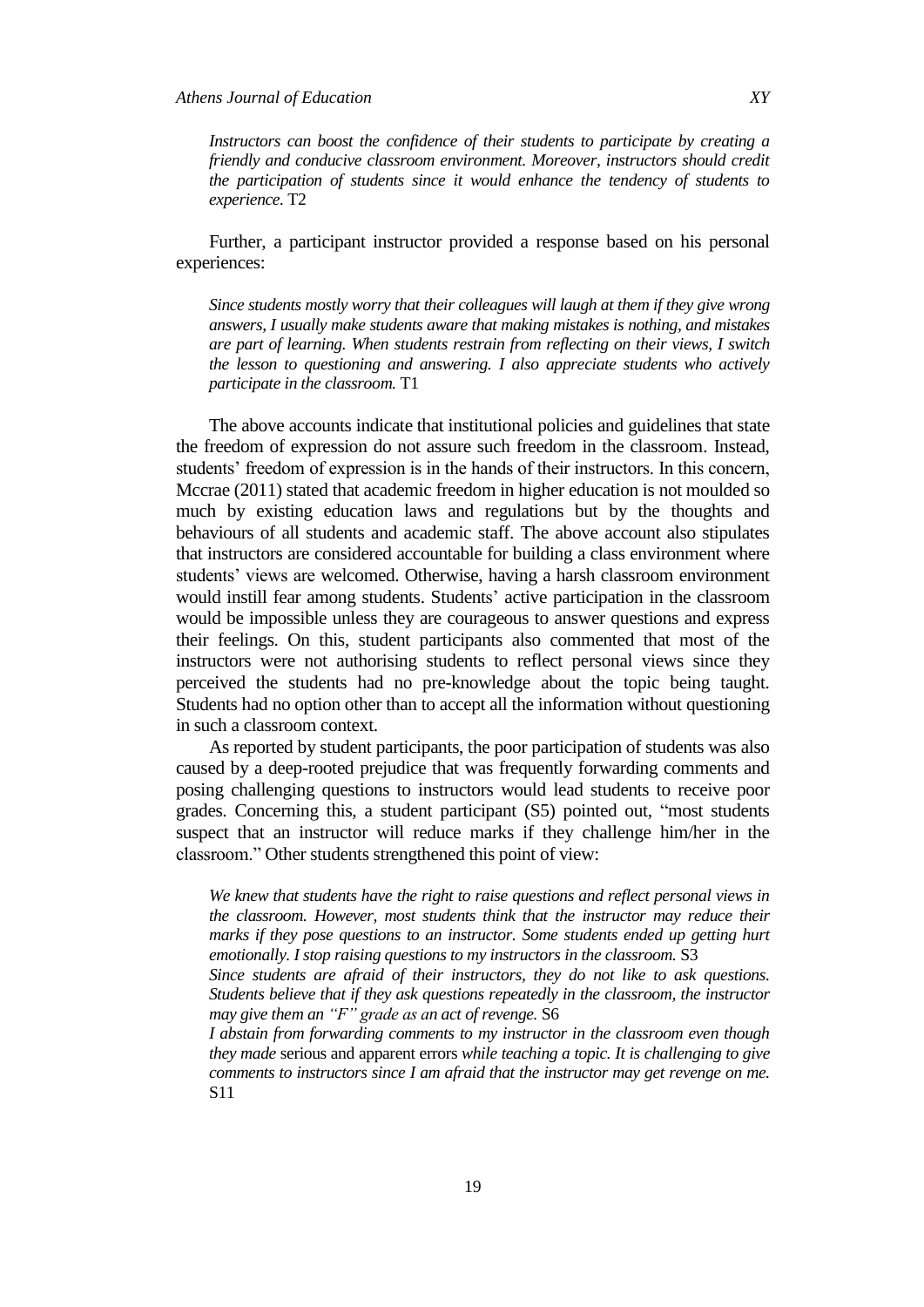*Instructors can boost the confidence of their students to participate by creating a friendly and conducive classroom environment. Moreover, instructors should credit the participation of students since it would enhance the tendency of students to experience.* T2

Further, a participant instructor provided a response based on his personal experiences:

*Since students mostly worry that their colleagues will laugh at them if they give wrong answers, I usually make students aware that making mistakes is nothing, and mistakes are part of learning. When students restrain from reflecting on their views, I switch the lesson to questioning and answering. I also appreciate students who actively participate in the classroom.* T1

The above accounts indicate that institutional policies and guidelines that state the freedom of expression do not assure such freedom in the classroom. Instead, students' freedom of expression is in the hands of their instructors. In this concern, Mccrae (2011) stated that academic freedom in higher education is not moulded so much by existing education laws and regulations but by the thoughts and behaviours of all students and academic staff. The above account also stipulates that instructors are considered accountable for building a class environment where students' views are welcomed. Otherwise, having a harsh classroom environment would instill fear among students. Students' active participation in the classroom would be impossible unless they are courageous to answer questions and express their feelings. On this, student participants also commented that most of the instructors were not authorising students to reflect personal views since they perceived the students had no pre-knowledge about the topic being taught. Students had no option other than to accept all the information without questioning in such a classroom context.

As reported by student participants, the poor participation of students was also caused by a deep-rooted prejudice that was frequently forwarding comments and posing challenging questions to instructors would lead students to receive poor grades. Concerning this, a student participant (S5) pointed out, "most students suspect that an instructor will reduce marks if they challenge him/her in the classroom." Other students strengthened this point of view:

*We knew that students have the right to raise questions and reflect personal views in the classroom. However, most students think that the instructor may reduce their marks if they pose questions to an instructor. Some students ended up getting hurt emotionally. I stop raising questions to my instructors in the classroom.* S3

*Since students are afraid of their instructors, they do not like to ask questions. Students believe that if they ask questions repeatedly in the classroom, the instructor may give them an "F" grade as an act of revenge.* S6

*I abstain from forwarding comments to my instructor in the classroom even though they made* serious and apparent errors *while teaching a topic. It is challenging to give comments to instructors since I am afraid that the instructor may get revenge on me.* S11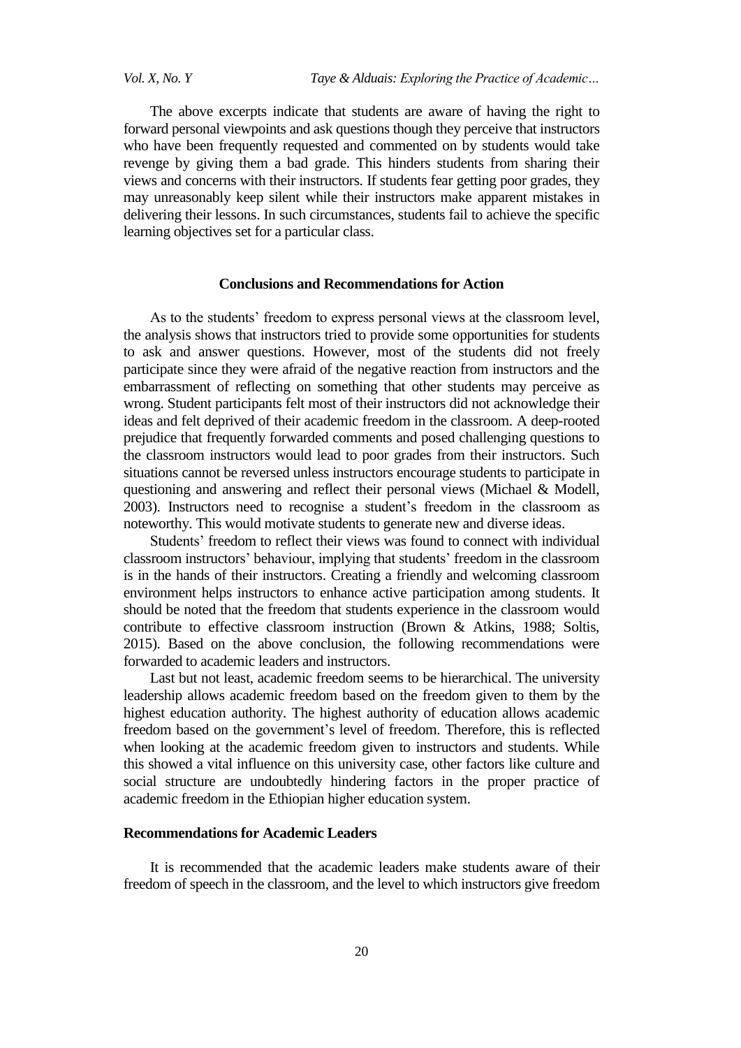The above excerpts indicate that students are aware of having the right to forward personal viewpoints and ask questions though they perceive that instructors who have been frequently requested and commented on by students would take revenge by giving them a bad grade. This hinders students from sharing their views and concerns with their instructors. If students fear getting poor grades, they may unreasonably keep silent while their instructors make apparent mistakes in delivering their lessons. In such circumstances, students fail to achieve the specific learning objectives set for a particular class.

## Conclusions and Recommendations for Action

As to the students' freedom to express personal views at the classroom level, the analysis shows that instructors tried to provide some opportunities for students to ask and answer questions. However, most of the students did not freely participate since they were afraid of the negative reaction from instructors and the embarrassment of reflecting on something that other students may perceive as wrong. Student participants felt most of their instructors did not acknowledge their ideas and felt deprived of their academic freedom in the classroom. A deep-rooted prejudice that frequently forwarded comments and posed challenging questions to the classroom instructors would lead to poor grades from their instructors. Such situations cannot be reversed unless instructors encourage students to participate in questioning and answering and reflect their personal views (Michael & Modell, 2003). Instructors need to recognise a student's freedom in the classroom as noteworthy. This would motivate students to generate new and diverse ideas.

Students' freedom to reflect their views was found to connect with individual classroom instructors' behaviour, implying that students' freedom in the classroom is in the hands of their instructors. Creating a friendly and welcoming classroom environment helps instructors to enhance active participation among students. It should be noted that the freedom that students experience in the classroom would contribute to effective classroom instruction (Brown & Atkins, 1988; Soltis, 2015). Based on the above conclusion, the following recommendations were forwarded to academic leaders and instructors.

Last but not least, academic freedom seems to be hierarchical. The university leadership allows academic freedom based on the freedom given to them by the highest education authority. The highest authority of education allows academic freedom based on the government's level of freedom. Therefore, this is reflected when looking at the academic freedom given to instructors and students. While this showed a vital influence on this university case, other factors like culture and social structure are undoubtedly hindering factors in the proper practice of academic freedom in the Ethiopian higher education system.

### Recommendations for Academic Leaders

It is recommended that the academic leaders make students aware of their freedom of speech in the classroom, and the level to which instructors give freedom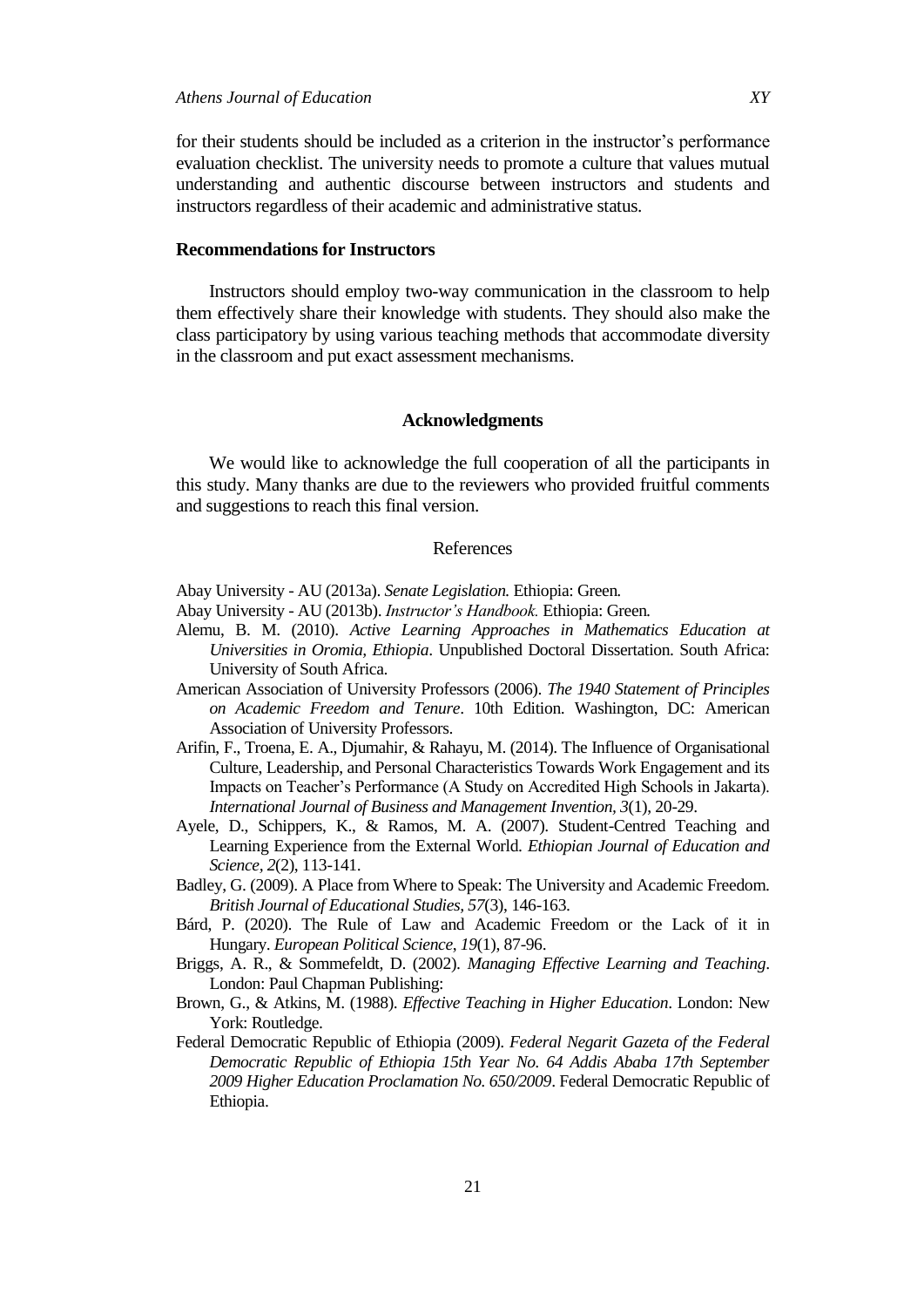for their students should be included as a criterion in the instructor's performance evaluation checklist. The university needs to promote a culture that values mutual understanding and authentic discourse between instructors and students and instructors regardless of their academic and administrative status.

### Recommendations for Instructors

Instructors should employ two-way communication in the classroom to help them effectively share their knowledge with students. They should also make the class participatory by using various teaching methods that accommodate diversity in the classroom and put exact assessment mechanisms.

## Acknowledgments

We would like to acknowledge the full cooperation of all the participants in this study. Many thanks are due to the reviewers who provided fruitful comments and suggestions to reach this final version.

## References

Abay University - AU (2013a). *Senate Legislation.* Ethiopia: Green.

Abay University - AU (2013b). *Instructor's Handbook.* Ethiopia: Green.

Alemu, B. M. (2010). *Active Learning Approaches in Mathematics Education at Universities in Oromia, Ethiopia*. Unpublished Doctoral Dissertation. South Africa: University of South Africa.

American Association of University Professors (2006). *The 1940 Statement of Principles on Academic Freedom and Tenure*. 10th Edition. Washington, DC: American Association of University Professors.

Arifin, F., Troena, E. A., Djumahir, & Rahayu, M. (2014). The Influence of Organisational Culture, Leadership, and Personal Characteristics Towards Work Engagement and its Impacts on Teacher's Performance (A Study on Accredited High Schools in Jakarta). *International Journal of Business and Management Invention, 3*(1), 20-29.

Ayele, D., Schippers, K., & Ramos, M. A. (2007). Student-Centred Teaching and Learning Experience from the External World. *Ethiopian Journal of Education and Science, 2*(2), 113-141.

Badley, G. (2009). A Place from Where to Speak: The University and Academic Freedom. *British Journal of Educational Studies, 57*(3), 146-163.

Bárd, P. (2020). The Rule of Law and Academic Freedom or the Lack of it in Hungary. *European Political Science, 19*(1), 87-96.

Briggs, A. R., & Sommefeldt, D. (2002). *Managing Effective Learning and Teaching*. London: Paul Chapman Publishing:

Brown, G., & Atkins, M. (1988). *Effective Teaching in Higher Education*. London: New York: Routledge.

Federal Democratic Republic of Ethiopia (2009). *Federal Negarit Gazeta of the Federal Democratic Republic of Ethiopia 15th Year No. 64 Addis Ababa 17th September 2009 Higher Education Proclamation No. 650/2009*. Federal Democratic Republic of Ethiopia.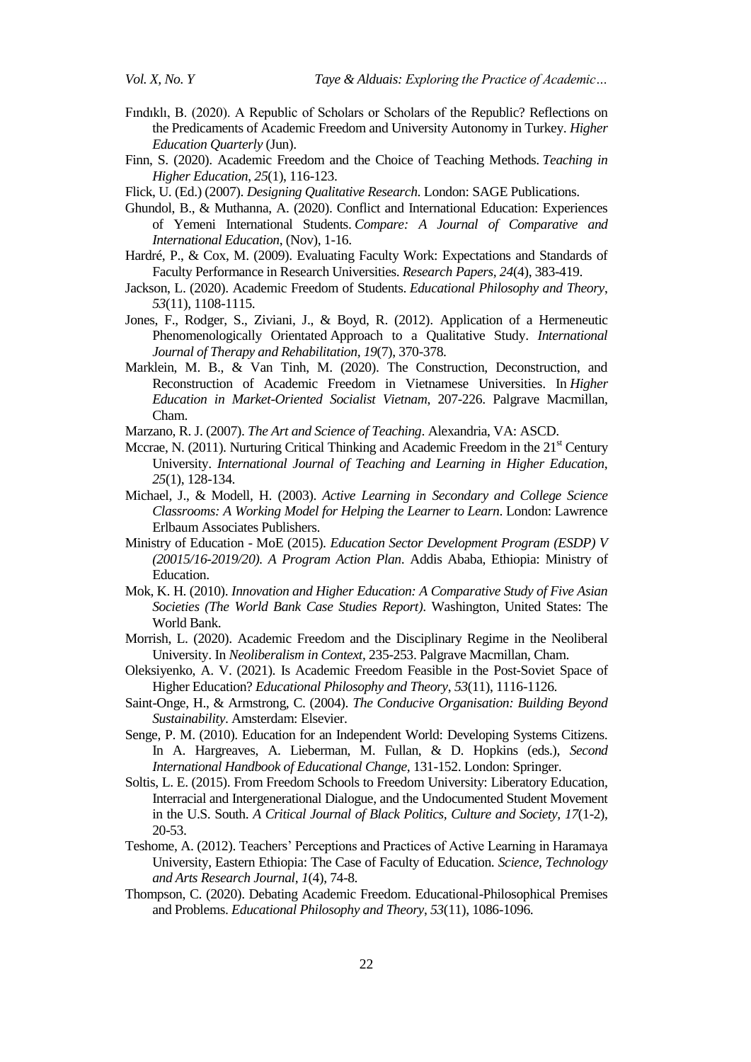Fındıklı, B. (2020). A Republic of Scholars or Scholars of the Republic? Reflections on the Predicaments of Academic Freedom and University Autonomy in Turkey. *Higher Education Quarterly* (Jun).

Finn, S. (2020). Academic Freedom and the Choice of Teaching Methods. *Teaching in Higher Education*, *25*(1), 116-123.

Flick, U. (Ed.) (2007). *Designing Qualitative Research*. London: SAGE Publications.

Ghundol, B., & Muthanna, A. (2020). Conflict and International Education: Experiences of Yemeni International Students. *Compare: A Journal of Comparative and International Education*, (Nov), 1-16.

Hardré, P., & Cox, M. (2009). Evaluating Faculty Work: Expectations and Standards of Faculty Performance in Research Universities. *Research Papers*, *24*(4), 383-419.

Jackson, L. (2020). Academic Freedom of Students. *Educational Philosophy and Theory*, *53*(11), 1108-1115.

Jones, F., Rodger, S., Ziviani, J., & Boyd, R. (2012). Application of a Hermeneutic Phenomenologically Orientated Approach to a Qualitative Study. *International Journal of Therapy and Rehabilitation*, *19*(7), 370-378.

Marklein, M. B., & Van Tinh, M. (2020). The Construction, Deconstruction, and Reconstruction of Academic Freedom in Vietnamese Universities. In *Higher Education in Market-Oriented Socialist Vietnam*, 207-226. Palgrave Macmillan, Cham.

Marzano, R. J. (2007). *The Art and Science of Teaching*. Alexandria, VA: ASCD.

Mccrae, N. (2011). Nurturing Critical Thinking and Academic Freedom in the 21st Century University. *International Journal of Teaching and Learning in Higher Education*, *25*(1), 128-134.

Michael, J., & Modell, H. (2003). *Active Learning in Secondary and College Science Classrooms: A Working Model for Helping the Learner to Learn*. London: Lawrence Erlbaum Associates Publishers.

Ministry of Education - MoE (2015). *Education Sector Development Program (ESDP) V (20015/16-2019/20). A Program Action Plan*. Addis Ababa, Ethiopia: Ministry of Education.

Mok, K. H. (2010). *Innovation and Higher Education: A Comparative Study of Five Asian Societies (The World Bank Case Studies Report)*. Washington, United States: The World Bank.

Morrish, L. (2020). Academic Freedom and the Disciplinary Regime in the Neoliberal University. In *Neoliberalism in Context*, 235-253. Palgrave Macmillan, Cham.

Oleksiyenko, A. V. (2021). Is Academic Freedom Feasible in the Post-Soviet Space of Higher Education? *Educational Philosophy and Theory*, *53*(11), 1116-1126.

Saint-Onge, H., & Armstrong, C. (2004). *The Conducive Organisation: Building Beyond Sustainability*. Amsterdam: Elsevier.

Senge, P. M. (2010). Education for an Independent World: Developing Systems Citizens. In A. Hargreaves, A. Lieberman, M. Fullan, & D. Hopkins (eds.), *Second International Handbook of Educational Change*, 131-152. London: Springer.

Soltis, L. E. (2015). From Freedom Schools to Freedom University: Liberatory Education, Interracial and Intergenerational Dialogue, and the Undocumented Student Movement in the U.S. South. *A Critical Journal of Black Politics, Culture and Society*, *17*(1-2), 20-53.

Teshome, A. (2012). Teachers' Perceptions and Practices of Active Learning in Haramaya University, Eastern Ethiopia: The Case of Faculty of Education. *Science, Technology and Arts Research Journal*, *1*(4), 74-8.

Thompson, C. (2020). Debating Academic Freedom. Educational-Philosophical Premises and Problems. *Educational Philosophy and Theory*, *53*(11), 1086-1096.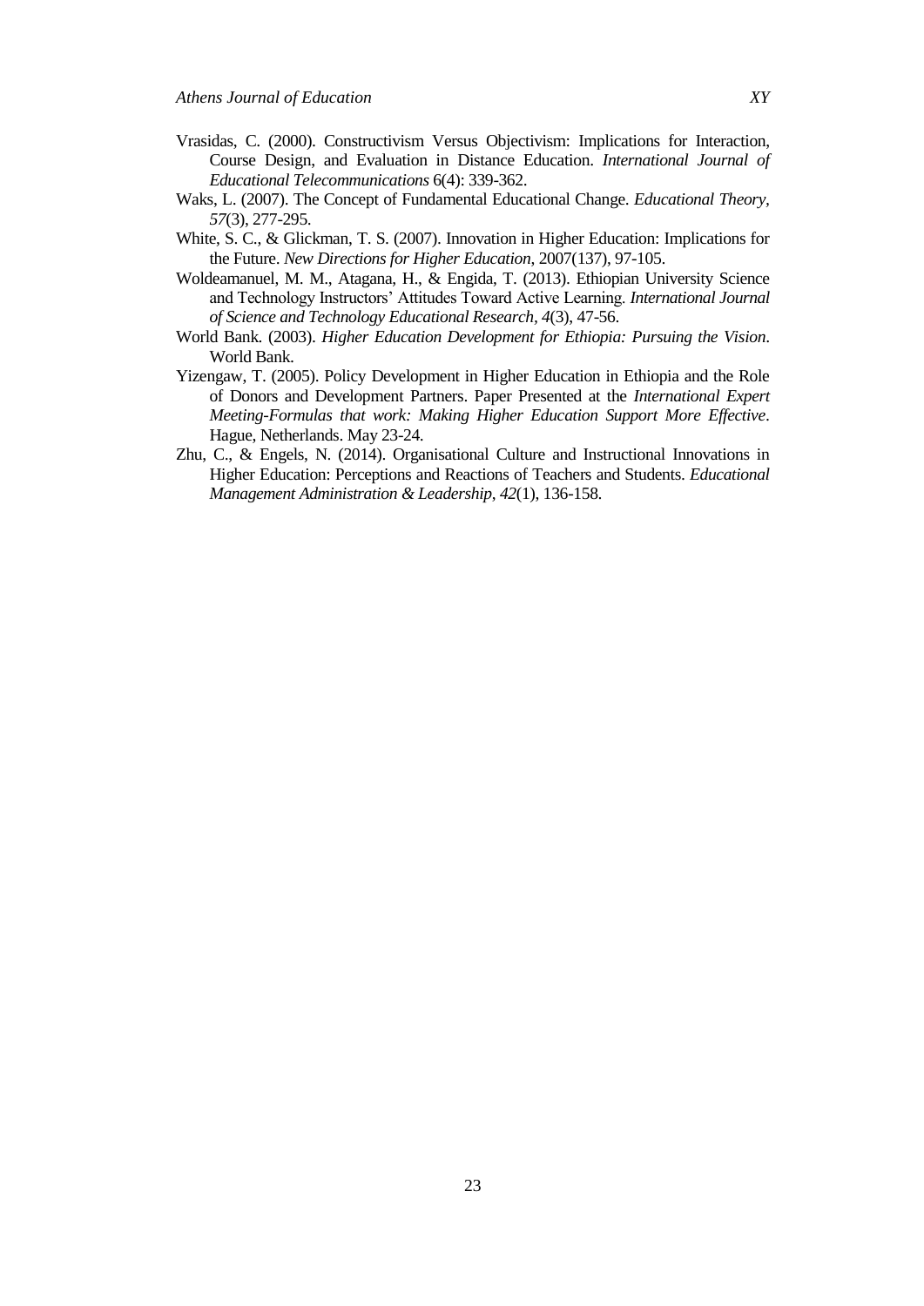Vrasidas, C. (2000). Constructivism Versus Objectivism: Implications for Interaction, Course Design, and Evaluation in Distance Education. *International Journal of Educational Telecommunications* 6(4): 339-362.

Waks, L. (2007). The Concept of Fundamental Educational Change. *Educational Theory, 57*(3), 277-295.

White, S. C., & Glickman, T. S. (2007). Innovation in Higher Education: Implications for the Future. *New Directions for Higher Education*, 2007(137), 97-105.

Woldeamanuel, M. M., Atagana, H., & Engida, T. (2013). Ethiopian University Science and Technology Instructors' Attitudes Toward Active Learning. *International Journal of Science and Technology Educational Research, 4*(3), 47-56.

World Bank. (2003). *Higher Education Development for Ethiopia: Pursuing the Vision*. World Bank.

Yizengaw, T. (2005). Policy Development in Higher Education in Ethiopia and the Role of Donors and Development Partners. Paper Presented at the *International Expert Meeting-Formulas that work: Making Higher Education Support More Effective*. Hague, Netherlands. May 23-24.

Zhu, C., & Engels, N. (2014). Organisational Culture and Instructional Innovations in Higher Education: Perceptions and Reactions of Teachers and Students. *Educational Management Administration & Leadership, 42*(1), 136-158.